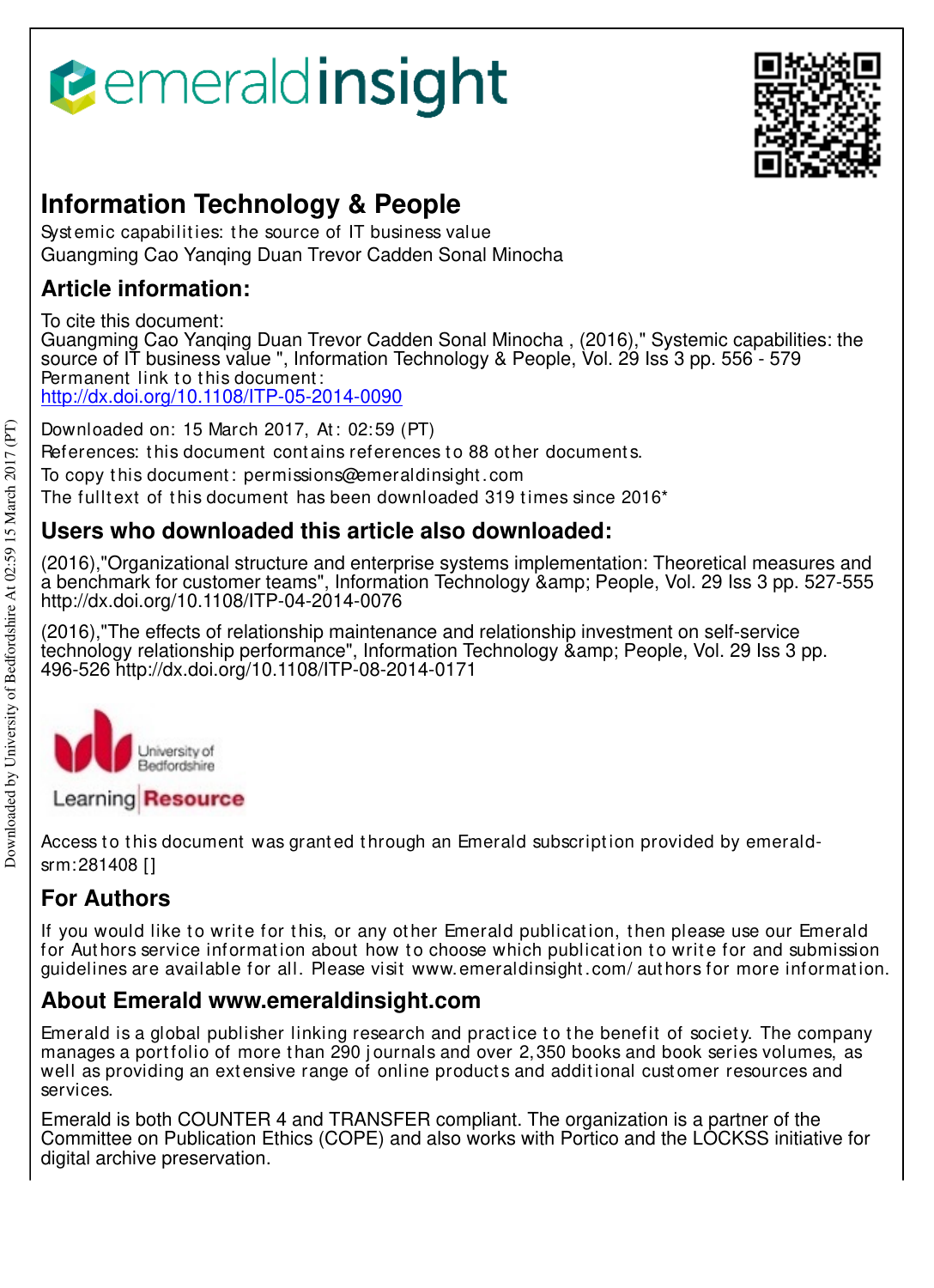# Information Technology & People

Systemic capabilities: the source of IT business value

Guangming Cao Yanqing Duan Trevor Cadden Sonal Minocha

## Article information:

To cite this document:

Guangming Cao Yanqing Duan Trevor Cadden Sonal Minocha , (2016)," Systemic capabilities: the source of IT business value ", Information Technology & People, Vol. 29 Iss 3 pp. 556 - 579

Permanent link to this document:

http://dx.doi.org/10.1108/ITP-05-2014-0090

Downloaded on: 15 March 2017, At: 02:59 (PT)

References: this document contains references to 88 other documents.

To copy this document: permissions@emeraldinsight.com

The fulltext of this document has been downloaded 319 times since 2016*

## Users who downloaded this article also downloaded:

(2016),"Organizational structure and enterprise systems implementation: Theoretical measures and a benchmark for customer teams", Information Technology &amp; People, Vol. 29 Iss 3 pp. 527-555 http://dx.doi.org/10.1108/ITP-04-2014-0076

(2016),"The effects of relationship maintenance and relationship investment on self-service technology relationship performance", Information Technology &amp; People, Vol. 29 Iss 3 pp. 496-526 http://dx.doi.org/10.1108/ITP-08-2014-0171

Access to this document was granted through an Emerald subscription provided by emerald-srm:281408 []

## For Authors

If you would like to write for this, or any other Emerald publication, then please use our Emerald for Authors service information about how to choose which publication to write for and submission guidelines are available for all. Please visit www.emeraldinsight.com/authors for more information.

## About Emerald www.emeraldinsight.com

Emerald is a global publisher linking research and practice to the benefit of society. The company manages a portfolio of more than 290 journals and over 2,350 books and book series volumes, as well as providing an extensive range of online products and additional customer resources and services.

Emerald is both COUNTER 4 and TRANSFER compliant. The organization is a partner of the Committee on Publication Ethics (COPE) and also works with Portico and the LOCKSS initiative for digital archive preservation.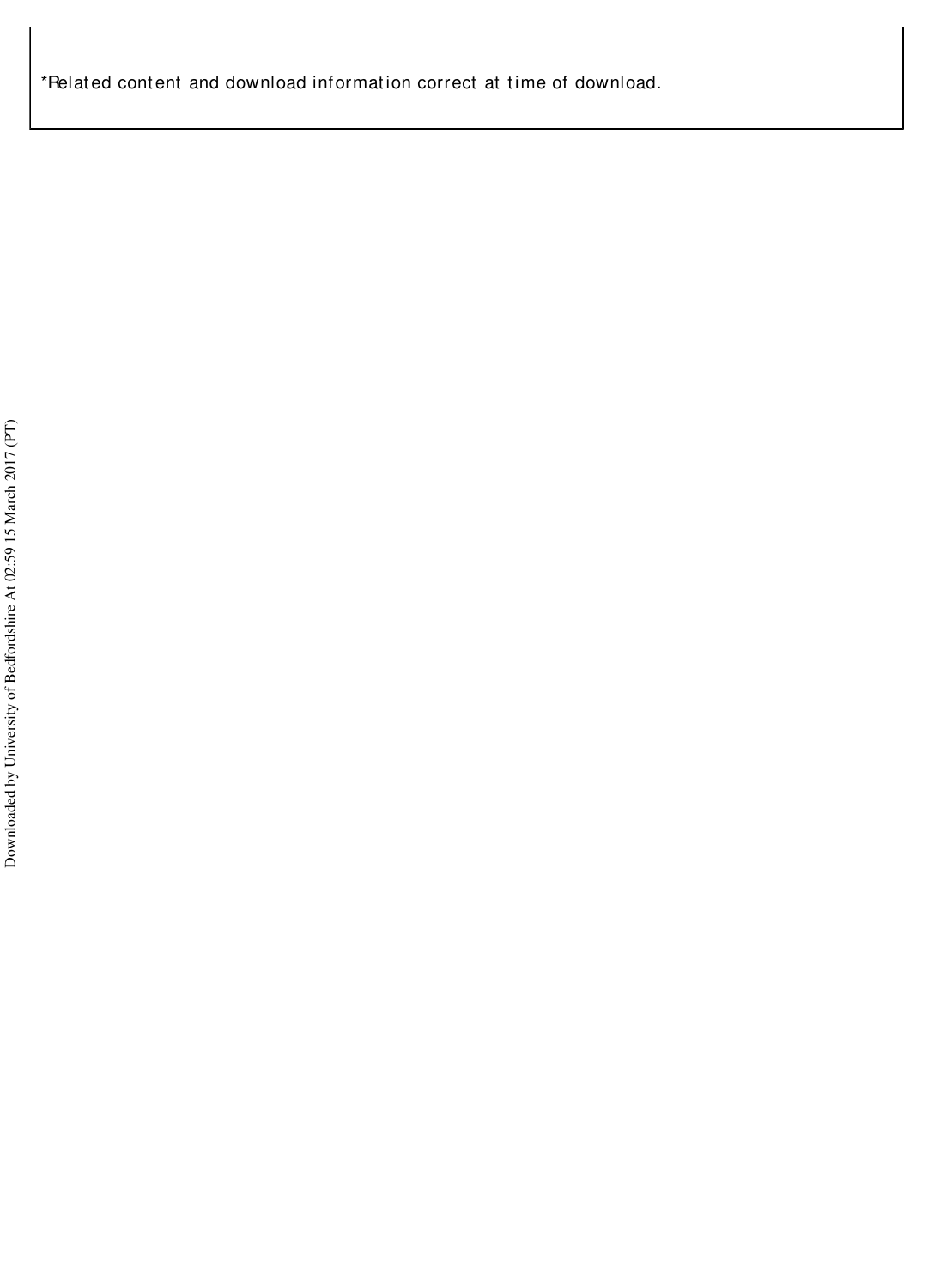*Related content and download information correct at time of download.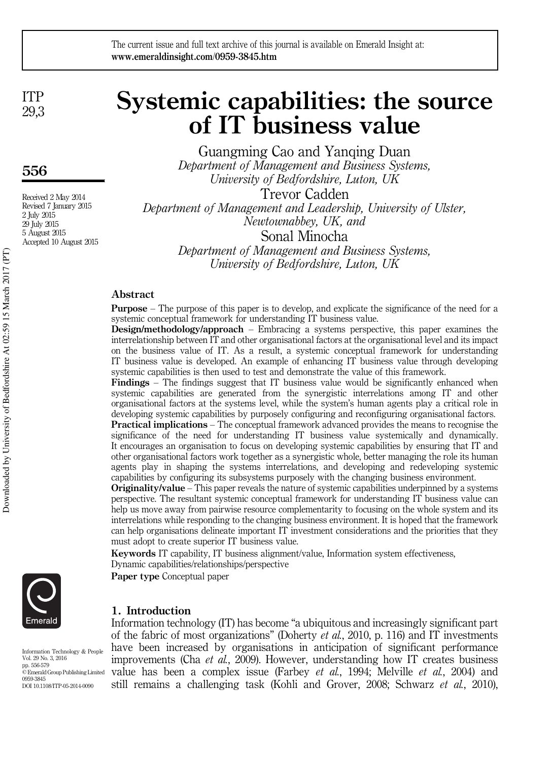# Systemic capabilities: the source of IT business value

Guangming Cao and Yanqing Duan
*Department of Management and Business Systems, University of Bedfordshire, Luton, UK*

Trevor Cadden
*Department of Management and Leadership, University of Ulster, Newtownabbey, UK, and*

Sonal Minocha
*Department of Management and Business Systems, University of Bedfordshire, Luton, UK*

Received 2 May 2014
Revised 7 January 2015
2 July 2015
29 July 2015
5 August 2015
Accepted 10 August 2015

## Abstract

**Purpose** – The purpose of this paper is to develop, and explicate the significance of the need for a systemic conceptual framework for understanding IT business value.

**Design/methodology/approach** – Embracing a systems perspective, this paper examines the interrelationship between IT and other organisational factors at the organisational level and its impact on the business value of IT. As a result, a systemic conceptual framework for understanding IT business value is developed. An example of enhancing IT business value through developing systemic capabilities is then used to test and demonstrate the value of this framework.

**Findings** – The findings suggest that IT business value would be significantly enhanced when systemic capabilities are generated from the synergistic interrelations among IT and other organisational factors at the systems level, while the system's human agents play a critical role in developing systemic capabilities by purposely configuring and reconfiguring organisational factors.

**Practical implications** – The conceptual framework advanced provides the means to recognise the significance of the need for understanding IT business value systemically and dynamically. It encourages an organisation to focus on developing systemic capabilities by ensuring that IT and other organisational factors work together as a synergistic whole, better managing the role its human agents play in shaping the systems interrelations, and developing and redeveloping systemic capabilities by configuring its subsystems purposely with the changing business environment.

**Originality/value** – This paper reveals the nature of systemic capabilities underpinned by a systems perspective. The resultant systemic conceptual framework for understanding IT business value can help us move away from pairwise resource complementarity to focusing on the whole system and its interrelations while responding to the changing business environment. It is hoped that the framework can help organisations delineate important IT investment considerations and the priorities that they must adopt to create superior IT business value.

**Keywords** IT capability, IT business alignment/value, Information system effectiveness, Dynamic capabilities/relationships/perspective

**Paper type** Conceptual paper

## 1. Introduction

Information technology (IT) has become "a ubiquitous and increasingly significant part of the fabric of most organizations" (Doherty *et al.*, 2010, p. 116) and IT investments have been increased by organisations in anticipation of significant performance improvements (Cha *et al.*, 2009). However, understanding how IT creates business value has been a complex issue (Farbey *et al.*, 1994; Melville *et al.*, 2004) and still remains a challenging task (Kohli and Grover, 2008; Schwarz *et al.*, 2010),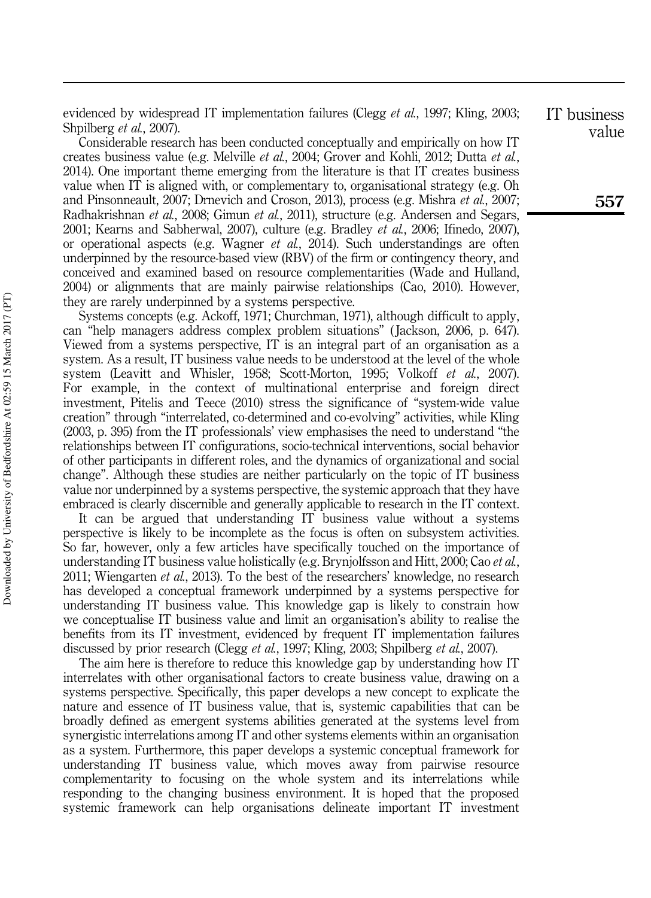evidenced by widespread IT implementation failures (Clegg *et al.*, 1997; Kling, 2003; Shpilberg *et al.*, 2007).

Considerable research has been conducted conceptually and empirically on how IT creates business value (e.g. Melville *et al.*, 2004; Grover and Kohli, 2012; Dutta *et al.*, 2014). One important theme emerging from the literature is that IT creates business value when IT is aligned with, or complementary to, organisational strategy (e.g. Oh and Pinsonneault, 2007; Drnevich and Croson, 2013), process (e.g. Mishra *et al.*, 2007; Radhakrishnan *et al.*, 2008; Gimun *et al.*, 2011), structure (e.g. Andersen and Segars, 2001; Kearns and Sabherwal, 2007), culture (e.g. Bradley *et al.*, 2006; Ifinedo, 2007), or operational aspects (e.g. Wagner *et al.*, 2014). Such understandings are often underpinned by the resource-based view (RBV) of the firm or contingency theory, and conceived and examined based on resource complementarities (Wade and Hulland, 2004) or alignments that are mainly pairwise relationships (Cao, 2010). However, they are rarely underpinned by a systems perspective.

Systems concepts (e.g. Ackoff, 1971; Churchman, 1971), although difficult to apply, can "help managers address complex problem situations" (Jackson, 2006, p. 647). Viewed from a systems perspective, IT is an integral part of an organisation as a system. As a result, IT business value needs to be understood at the level of the whole system (Leavitt and Whisler, 1958; Scott-Morton, 1995; Volkoff *et al.*, 2007). For example, in the context of multinational enterprise and foreign direct investment, Pitelis and Teece (2010) stress the significance of "system-wide value creation" through "interrelated, co-determined and co-evolving" activities, while Kling (2003, p. 395) from the IT professionals' view emphasises the need to understand "the relationships between IT configurations, socio-technical interventions, social behavior of other participants in different roles, and the dynamics of organizational and social change". Although these studies are neither particularly on the topic of IT business value nor underpinned by a systems perspective, the systemic approach that they have embraced is clearly discernible and generally applicable to research in the IT context.

It can be argued that understanding IT business value without a systems perspective is likely to be incomplete as the focus is often on subsystem activities. So far, however, only a few articles have specifically touched on the importance of understanding IT business value holistically (e.g. Brynjolfsson and Hitt, 2000; Cao *et al.*, 2011; Wiengarten *et al.*, 2013). To the best of the researchers' knowledge, no research has developed a conceptual framework underpinned by a systems perspective for understanding IT business value. This knowledge gap is likely to constrain how we conceptualise IT business value and limit an organisation's ability to realise the benefits from its IT investment, evidenced by frequent IT implementation failures discussed by prior research (Clegg *et al.*, 1997; Kling, 2003; Shpilberg *et al.*, 2007).

The aim here is therefore to reduce this knowledge gap by understanding how IT interrelates with other organisational factors to create business value, drawing on a systems perspective. Specifically, this paper develops a new concept to explicate the nature and essence of IT business value, that is, systemic capabilities that can be broadly defined as emergent systems abilities generated at the systems level from synergistic interrelations among IT and other systems elements within an organisation as a system. Furthermore, this paper develops a systemic conceptual framework for understanding IT business value, which moves away from pairwise resource complementarity to focusing on the whole system and its interrelations while responding to the changing business environment. It is hoped that the proposed systemic framework can help organisations delineate important IT investment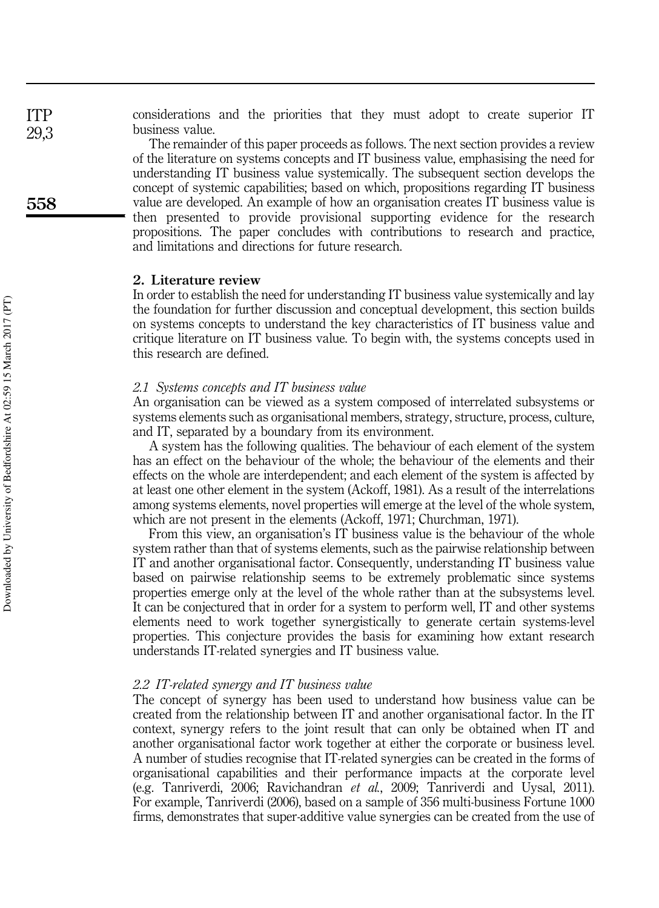considerations and the priorities that they must adopt to create superior IT business value.

The remainder of this paper proceeds as follows. The next section provides a review of the literature on systems concepts and IT business value, emphasising the need for understanding IT business value systemically. The subsequent section develops the concept of systemic capabilities; based on which, propositions regarding IT business value are developed. An example of how an organisation creates IT business value is then presented to provide provisional supporting evidence for the research propositions. The paper concludes with contributions to research and practice, and limitations and directions for future research.

## 2. Literature review

In order to establish the need for understanding IT business value systemically and lay the foundation for further discussion and conceptual development, this section builds on systems concepts to understand the key characteristics of IT business value and critique literature on IT business value. To begin with, the systems concepts used in this research are defined.

### *2.1 Systems concepts and IT business value*

An organisation can be viewed as a system composed of interrelated subsystems or systems elements such as organisational members, strategy, structure, process, culture, and IT, separated by a boundary from its environment.

A system has the following qualities. The behaviour of each element of the system has an effect on the behaviour of the whole; the behaviour of the elements and their effects on the whole are interdependent; and each element of the system is affected by at least one other element in the system (Ackoff, 1981). As a result of the interrelations among systems elements, novel properties will emerge at the level of the whole system, which are not present in the elements (Ackoff, 1971; Churchman, 1971).

From this view, an organisation's IT business value is the behaviour of the whole system rather than that of systems elements, such as the pairwise relationship between IT and another organisational factor. Consequently, understanding IT business value based on pairwise relationship seems to be extremely problematic since systems properties emerge only at the level of the whole rather than at the subsystems level. It can be conjectured that in order for a system to perform well, IT and other systems elements need to work together synergistically to generate certain systems-level properties. This conjecture provides the basis for examining how extant research understands IT-related synergies and IT business value.

### *2.2 IT-related synergy and IT business value*

The concept of synergy has been used to understand how business value can be created from the relationship between IT and another organisational factor. In the IT context, synergy refers to the joint result that can only be obtained when IT and another organisational factor work together at either the corporate or business level. A number of studies recognise that IT-related synergies can be created in the forms of organisational capabilities and their performance impacts at the corporate level (e.g. Tanriverdi, 2006; Ravichandran *et al.*, 2009; Tanriverdi and Uysal, 2011). For example, Tanriverdi (2006), based on a sample of 356 multi-business Fortune 1000 firms, demonstrates that super-additive value synergies can be created from the use of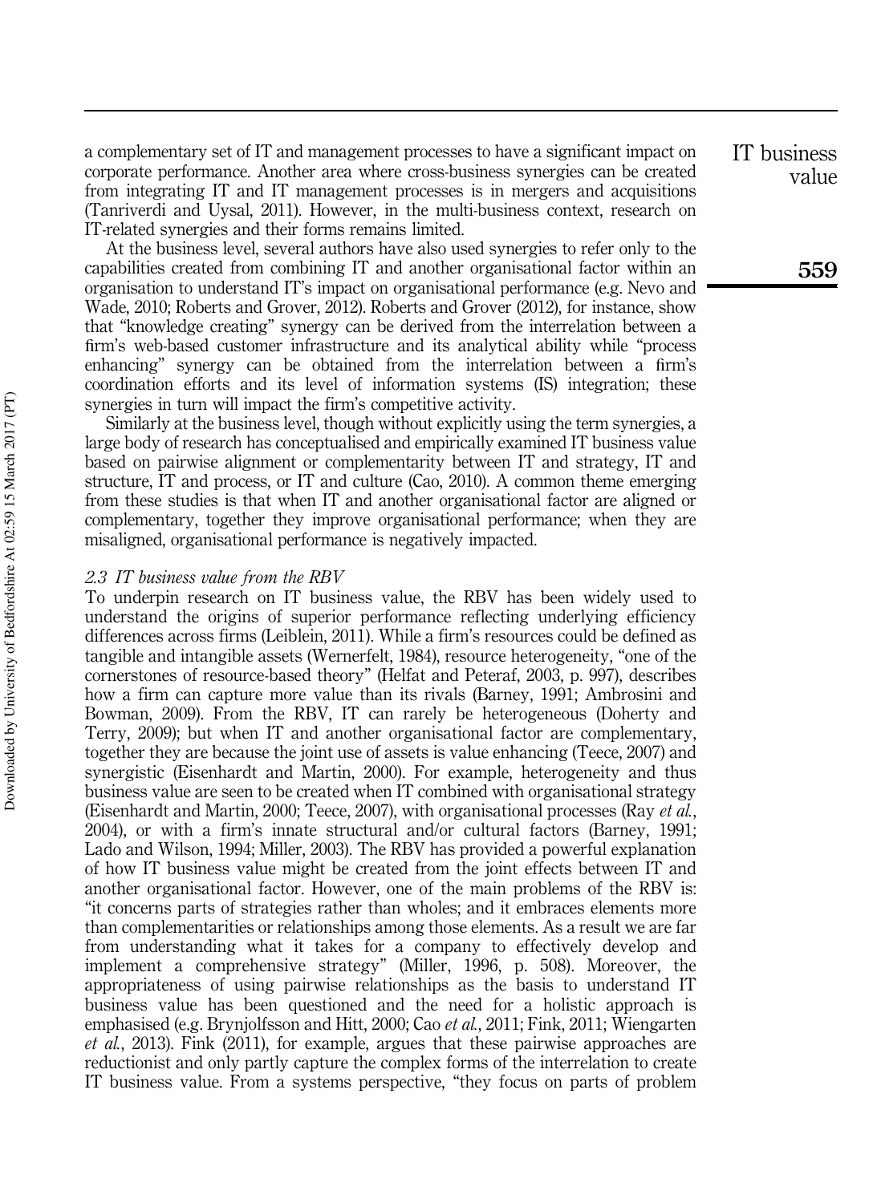a complementary set of IT and management processes to have a significant impact on corporate performance. Another area where cross-business synergies can be created from integrating IT and IT management processes is in mergers and acquisitions (Tanriverdi and Uysal, 2011). However, in the multi-business context, research on IT-related synergies and their forms remains limited.

At the business level, several authors have also used synergies to refer only to the capabilities created from combining IT and another organisational factor within an organisation to understand IT's impact on organisational performance (e.g. Nevo and Wade, 2010; Roberts and Grover, 2012). Roberts and Grover (2012), for instance, show that "knowledge creating" synergy can be derived from the interrelation between a firm's web-based customer infrastructure and its analytical ability while "process enhancing" synergy can be obtained from the interrelation between a firm's coordination efforts and its level of information systems (IS) integration; these synergies in turn will impact the firm's competitive activity.

Similarly at the business level, though without explicitly using the term synergies, a large body of research has conceptualised and empirically examined IT business value based on pairwise alignment or complementarity between IT and strategy, IT and structure, IT and process, or IT and culture (Cao, 2010). A common theme emerging from these studies is that when IT and another organisational factor are aligned or complementary, together they improve organisational performance; when they are misaligned, organisational performance is negatively impacted.

### *2.3 IT business value from the RBV*

To underpin research on IT business value, the RBV has been widely used to understand the origins of superior performance reflecting underlying efficiency differences across firms (Leiblein, 2011). While a firm's resources could be defined as tangible and intangible assets (Wernerfelt, 1984), resource heterogeneity, "one of the cornerstones of resource-based theory" (Helfat and Peteraf, 2003, p. 997), describes how a firm can capture more value than its rivals (Barney, 1991; Ambrosini and Bowman, 2009). From the RBV, IT can rarely be heterogeneous (Doherty and Terry, 2009); but when IT and another organisational factor are complementary, together they are because the joint use of assets is value enhancing (Teece, 2007) and synergistic (Eisenhardt and Martin, 2000). For example, heterogeneity and thus business value are seen to be created when IT combined with organisational strategy (Eisenhardt and Martin, 2000; Teece, 2007), with organisational processes (Ray *et al.*, 2004), or with a firm's innate structural and/or cultural factors (Barney, 1991; Lado and Wilson, 1994; Miller, 2003). The RBV has provided a powerful explanation of how IT business value might be created from the joint effects between IT and another organisational factor. However, one of the main problems of the RBV is: "it concerns parts of strategies rather than wholes; and it embraces elements more than complementarities or relationships among those elements. As a result we are far from understanding what it takes for a company to effectively develop and implement a comprehensive strategy" (Miller, 1996, p. 508). Moreover, the appropriateness of using pairwise relationships as the basis to understand IT business value has been questioned and the need for a holistic approach is emphasised (e.g. Brynjolfsson and Hitt, 2000; Cao *et al.*, 2011; Fink, 2011; Wiengarten *et al.*, 2013). Fink (2011), for example, argues that these pairwise approaches are reductionist and only partly capture the complex forms of the interrelation to create IT business value. From a systems perspective, "they focus on parts of problem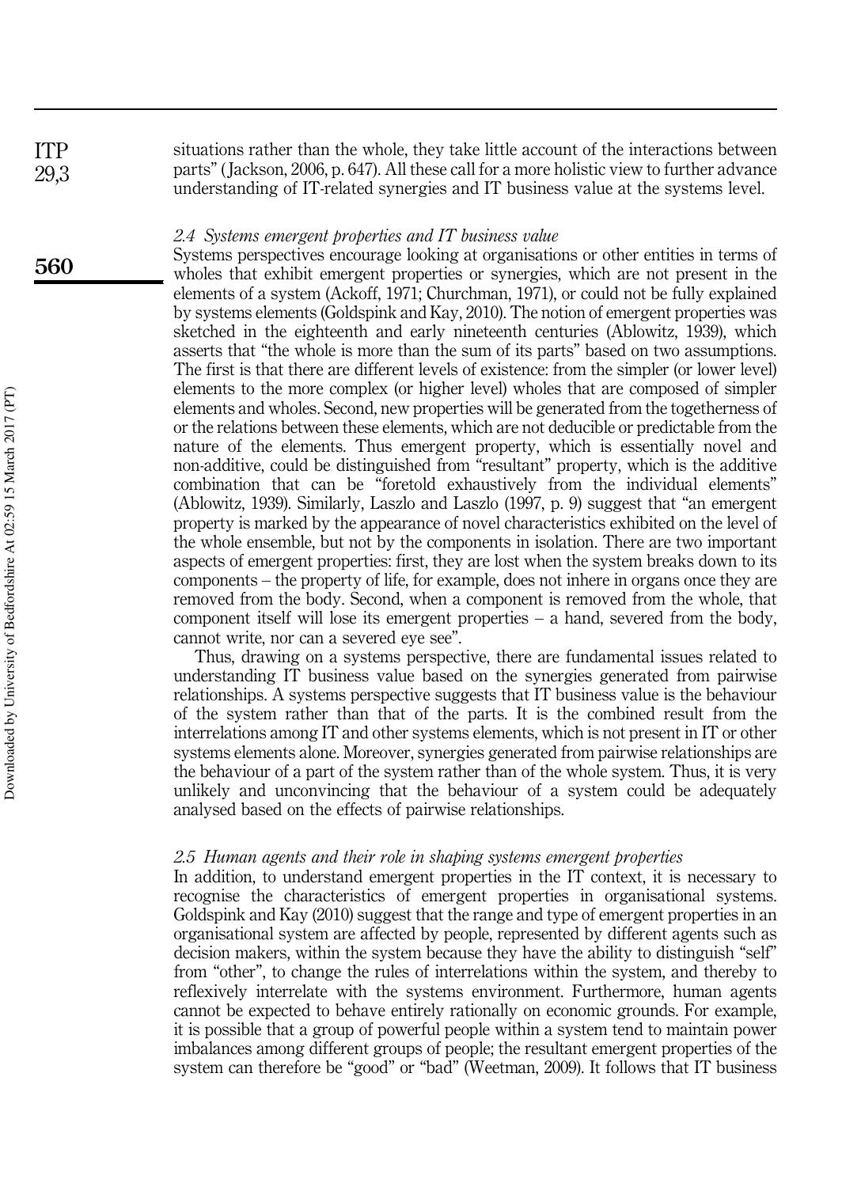situations rather than the whole, they take little account of the interactions between parts" (Jackson, 2006, p. 647). All these call for a more holistic view to further advance understanding of IT-related synergies and IT business value at the systems level.

### *2.4 Systems emergent properties and IT business value*

Systems perspectives encourage looking at organisations or other entities in terms of wholes that exhibit emergent properties or synergies, which are not present in the elements of a system (Ackoff, 1971; Churchman, 1971), or could not be fully explained by systems elements (Goldspink and Kay, 2010). The notion of emergent properties was sketched in the eighteenth and early nineteenth centuries (Ablowitz, 1939), which asserts that "the whole is more than the sum of its parts" based on two assumptions. The first is that there are different levels of existence: from the simpler (or lower level) elements to the more complex (or higher level) wholes that are composed of simpler elements and wholes. Second, new properties will be generated from the togetherness of or the relations between these elements, which are not deducible or predictable from the nature of the elements. Thus emergent property, which is essentially novel and non-additive, could be distinguished from "resultant" property, which is the additive combination that can be "foretold exhaustively from the individual elements" (Ablowitz, 1939). Similarly, Laszlo and Laszlo (1997, p. 9) suggest that "an emergent property is marked by the appearance of novel characteristics exhibited on the level of the whole ensemble, but not by the components in isolation. There are two important aspects of emergent properties: first, they are lost when the system breaks down to its components – the property of life, for example, does not inhere in organs once they are removed from the body. Second, when a component is removed from the whole, that component itself will lose its emergent properties – a hand, severed from the body, cannot write, nor can a severed eye see".

Thus, drawing on a systems perspective, there are fundamental issues related to understanding IT business value based on the synergies generated from pairwise relationships. A systems perspective suggests that IT business value is the behaviour of the system rather than that of the parts. It is the combined result from the interrelations among IT and other systems elements, which is not present in IT or other systems elements alone. Moreover, synergies generated from pairwise relationships are the behaviour of a part of the system rather than of the whole system. Thus, it is very unlikely and unconvincing that the behaviour of a system could be adequately analysed based on the effects of pairwise relationships.

### *2.5 Human agents and their role in shaping systems emergent properties*

In addition, to understand emergent properties in the IT context, it is necessary to recognise the characteristics of emergent properties in organisational systems. Goldspink and Kay (2010) suggest that the range and type of emergent properties in an organisational system are affected by people, represented by different agents such as decision makers, within the system because they have the ability to distinguish "self" from "other", to change the rules of interrelations within the system, and thereby to reflexively interrelate with the systems environment. Furthermore, human agents cannot be expected to behave entirely rationally on economic grounds. For example, it is possible that a group of powerful people within a system tend to maintain power imbalances among different groups of people; the resultant emergent properties of the system can therefore be "good" or "bad" (Weetman, 2009). It follows that IT business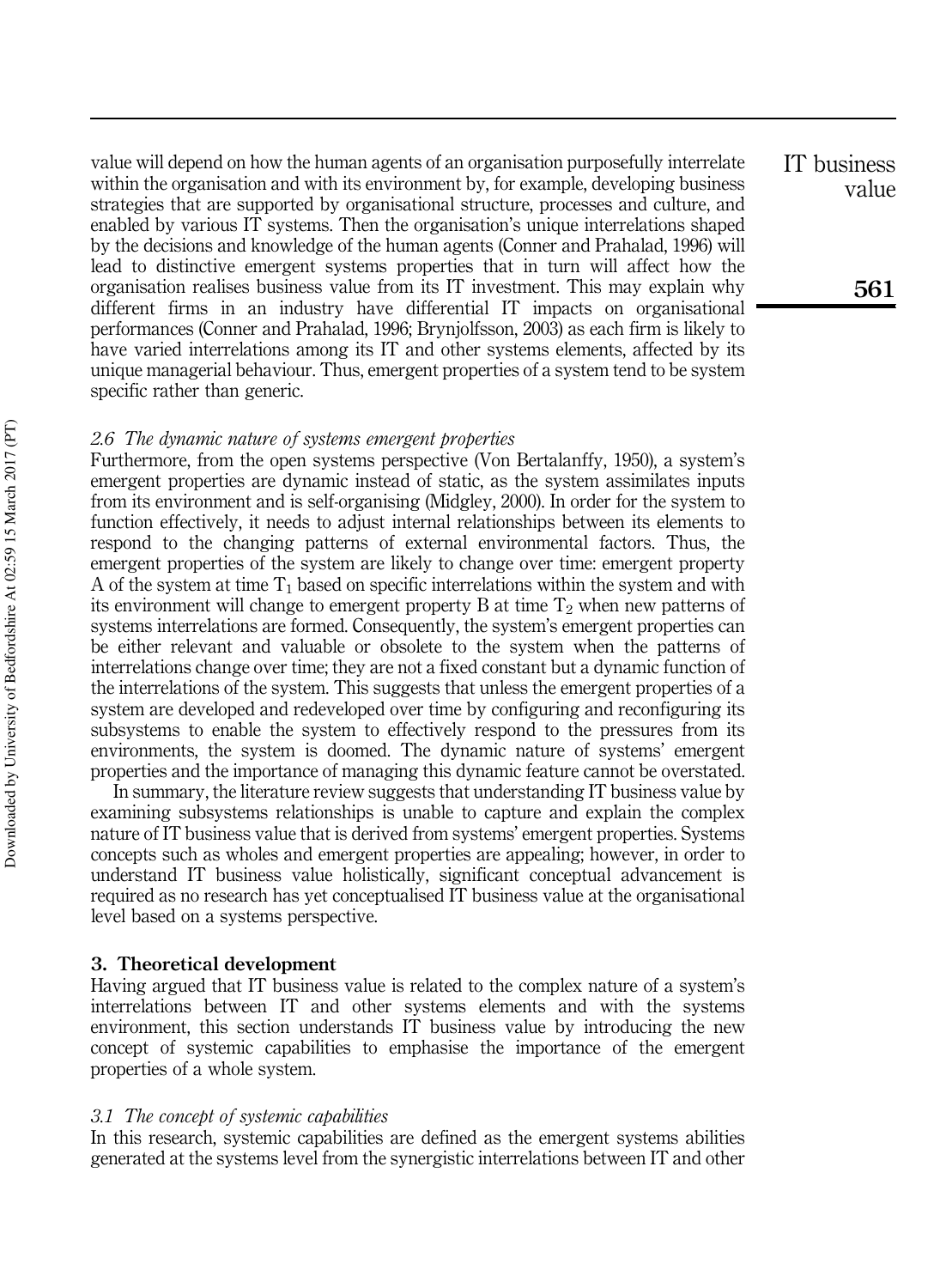value will depend on how the human agents of an organisation purposefully interrelate within the organisation and with its environment by, for example, developing business strategies that are supported by organisational structure, processes and culture, and enabled by various IT systems. Then the organisation's unique interrelations shaped by the decisions and knowledge of the human agents (Conner and Prahalad, 1996) will lead to distinctive emergent systems properties that in turn will affect how the organisation realises business value from its IT investment. This may explain why different firms in an industry have differential IT impacts on organisational performances (Conner and Prahalad, 1996; Brynjolfsson, 2003) as each firm is likely to have varied interrelations among its IT and other systems elements, affected by its unique managerial behaviour. Thus, emergent properties of a system tend to be system specific rather than generic.

### *2.6 The dynamic nature of systems emergent properties*

Furthermore, from the open systems perspective (Von Bertalanffy, 1950), a system's emergent properties are dynamic instead of static, as the system assimilates inputs from its environment and is self-organising (Midgley, 2000). In order for the system to function effectively, it needs to adjust internal relationships between its elements to respond to the changing patterns of external environmental factors. Thus, the emergent properties of the system are likely to change over time: emergent property A of the system at time $T_1$ based on specific interrelations within the system and with its environment will change to emergent property B at time $T_2$ when new patterns of systems interrelations are formed. Consequently, the system's emergent properties can be either relevant and valuable or obsolete to the system when the patterns of interrelations change over time; they are not a fixed constant but a dynamic function of the interrelations of the system. This suggests that unless the emergent properties of a system are developed and redeveloped over time by configuring and reconfiguring its subsystems to enable the system to effectively respond to the pressures from its environments, the system is doomed. The dynamic nature of systems' emergent properties and the importance of managing this dynamic feature cannot be overstated.

In summary, the literature review suggests that understanding IT business value by examining subsystems relationships is unable to capture and explain the complex nature of IT business value that is derived from systems' emergent properties. Systems concepts such as wholes and emergent properties are appealing; however, in order to understand IT business value holistically, significant conceptual advancement is required as no research has yet conceptualised IT business value at the organisational level based on a systems perspective.

## 3. Theoretical development

Having argued that IT business value is related to the complex nature of a system's interrelations between IT and other systems elements and with the systems environment, this section understands IT business value by introducing the new concept of systemic capabilities to emphasise the importance of the emergent properties of a whole system.

### *3.1 The concept of systemic capabilities*

In this research, systemic capabilities are defined as the emergent systems abilities generated at the systems level from the synergistic interrelations between IT and other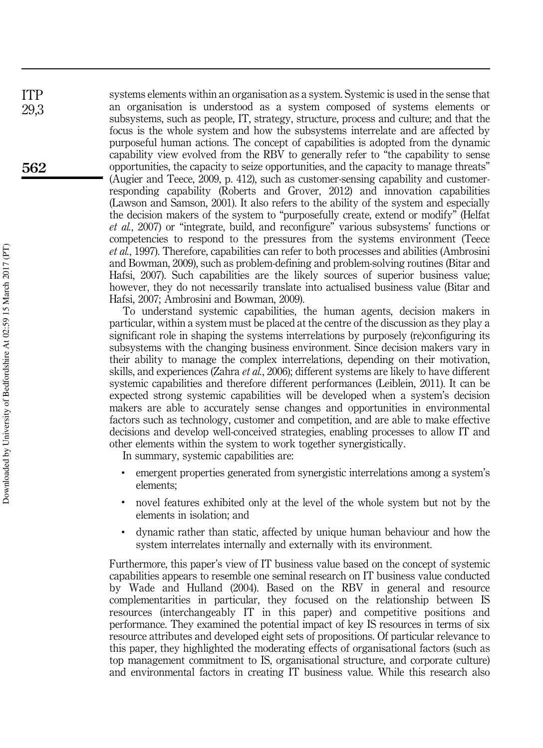systems elements within an organisation as a system. Systemic is used in the sense that an organisation is understood as a system composed of systems elements or subsystems, such as people, IT, strategy, structure, process and culture; and that the focus is the whole system and how the subsystems interrelate and are affected by purposeful human actions. The concept of capabilities is adopted from the dynamic capability view evolved from the RBV to generally refer to "the capability to sense opportunities, the capacity to seize opportunities, and the capacity to manage threats" (Augier and Teece, 2009, p. 412), such as customer-sensing capability and customer-responding capability (Roberts and Grover, 2012) and innovation capabilities (Lawson and Samson, 2001). It also refers to the ability of the system and especially the decision makers of the system to "purposefully create, extend or modify" (Helfat *et al.*, 2007) or "integrate, build, and reconfigure" various subsystems' functions or competencies to respond to the pressures from the systems environment (Teece *et al.*, 1997). Therefore, capabilities can refer to both processes and abilities (Ambrosini and Bowman, 2009), such as problem-defining and problem-solving routines (Bitar and Hafsi, 2007). Such capabilities are the likely sources of superior business value; however, they do not necessarily translate into actualised business value (Bitar and Hafsi, 2007; Ambrosini and Bowman, 2009).

To understand systemic capabilities, the human agents, decision makers in particular, within a system must be placed at the centre of the discussion as they play a significant role in shaping the systems interrelations by purposely (re)configuring its subsystems with the changing business environment. Since decision makers vary in their ability to manage the complex interrelations, depending on their motivation, skills, and experiences (Zahra *et al.*, 2006); different systems are likely to have different systemic capabilities and therefore different performances (Leiblein, 2011). It can be expected strong systemic capabilities will be developed when a system's decision makers are able to accurately sense changes and opportunities in environmental factors such as technology, customer and competition, and are able to make effective decisions and develop well-conceived strategies, enabling processes to allow IT and other elements within the system to work together synergistically.

In summary, systemic capabilities are:

- emergent properties generated from synergistic interrelations among a system's elements;
- novel features exhibited only at the level of the whole system but not by the elements in isolation; and
- dynamic rather than static, affected by unique human behaviour and how the system interrelates internally and externally with its environment.

Furthermore, this paper's view of IT business value based on the concept of systemic capabilities appears to resemble one seminal research on IT business value conducted by Wade and Hulland (2004). Based on the RBV in general and resource complementarities in particular, they focused on the relationship between IS resources (interchangeably IT in this paper) and competitive positions and performance. They examined the potential impact of key IS resources in terms of six resource attributes and developed eight sets of propositions. Of particular relevance to this paper, they highlighted the moderating effects of organisational factors (such as top management commitment to IS, organisational structure, and corporate culture) and environmental factors in creating IT business value. While this research also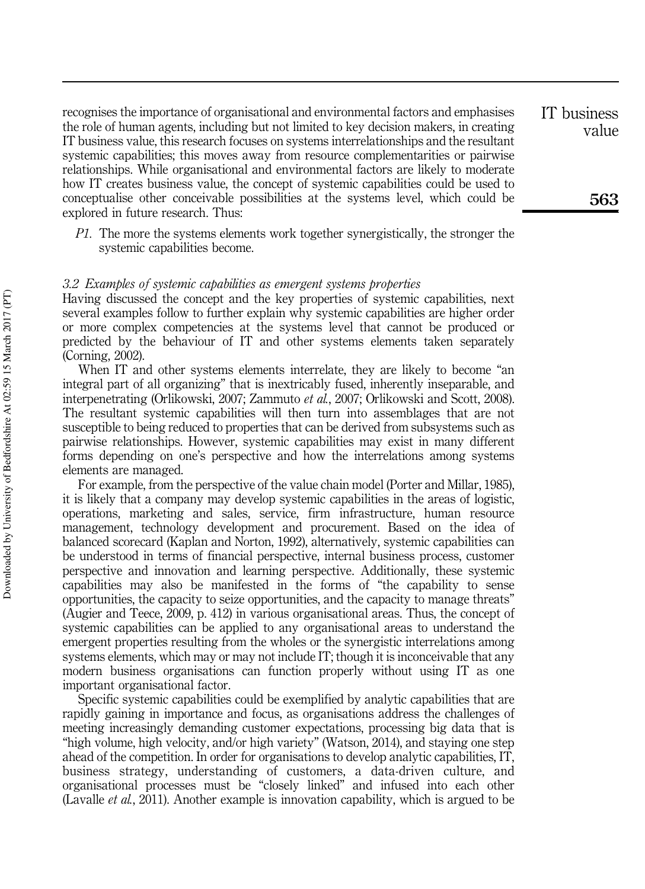recognises the importance of organisational and environmental factors and emphasises the role of human agents, including but not limited to key decision makers, in creating IT business value, this research focuses on systems interrelationships and the resultant systemic capabilities; this moves away from resource complementarities or pairwise relationships. While organisational and environmental factors are likely to moderate how IT creates business value, the concept of systemic capabilities could be used to conceptualise other conceivable possibilities at the systems level, which could be explored in future research. Thus:

*P1.* The more the systems elements work together synergistically, the stronger the systemic capabilities become.

### *3.2 Examples of systemic capabilities as emergent systems properties*

Having discussed the concept and the key properties of systemic capabilities, next several examples follow to further explain why systemic capabilities are higher order or more complex competencies at the systems level that cannot be produced or predicted by the behaviour of IT and other systems elements taken separately (Corning, 2002).

When IT and other systems elements interrelate, they are likely to become "an integral part of all organizing" that is inextricably fused, inherently inseparable, and interpenetrating (Orlikowski, 2007; Zammuto *et al.*, 2007; Orlikowski and Scott, 2008). The resultant systemic capabilities will then turn into assemblages that are not susceptible to being reduced to properties that can be derived from subsystems such as pairwise relationships. However, systemic capabilities may exist in many different forms depending on one's perspective and how the interrelations among systems elements are managed.

For example, from the perspective of the value chain model (Porter and Millar, 1985), it is likely that a company may develop systemic capabilities in the areas of logistic, operations, marketing and sales, service, firm infrastructure, human resource management, technology development and procurement. Based on the idea of balanced scorecard (Kaplan and Norton, 1992), alternatively, systemic capabilities can be understood in terms of financial perspective, internal business process, customer perspective and innovation and learning perspective. Additionally, these systemic capabilities may also be manifested in the forms of "the capability to sense opportunities, the capacity to seize opportunities, and the capacity to manage threats" (Augier and Teece, 2009, p. 412) in various organisational areas. Thus, the concept of systemic capabilities can be applied to any organisational areas to understand the emergent properties resulting from the wholes or the synergistic interrelations among systems elements, which may or may not include IT; though it is inconceivable that any modern business organisations can function properly without using IT as one important organisational factor.

Specific systemic capabilities could be exemplified by analytic capabilities that are rapidly gaining in importance and focus, as organisations address the challenges of meeting increasingly demanding customer expectations, processing big data that is "high volume, high velocity, and/or high variety" (Watson, 2014), and staying one step ahead of the competition. In order for organisations to develop analytic capabilities, IT, business strategy, understanding of customers, a data-driven culture, and organisational processes must be "closely linked" and infused into each other (Lavalle *et al.*, 2011). Another example is innovation capability, which is argued to be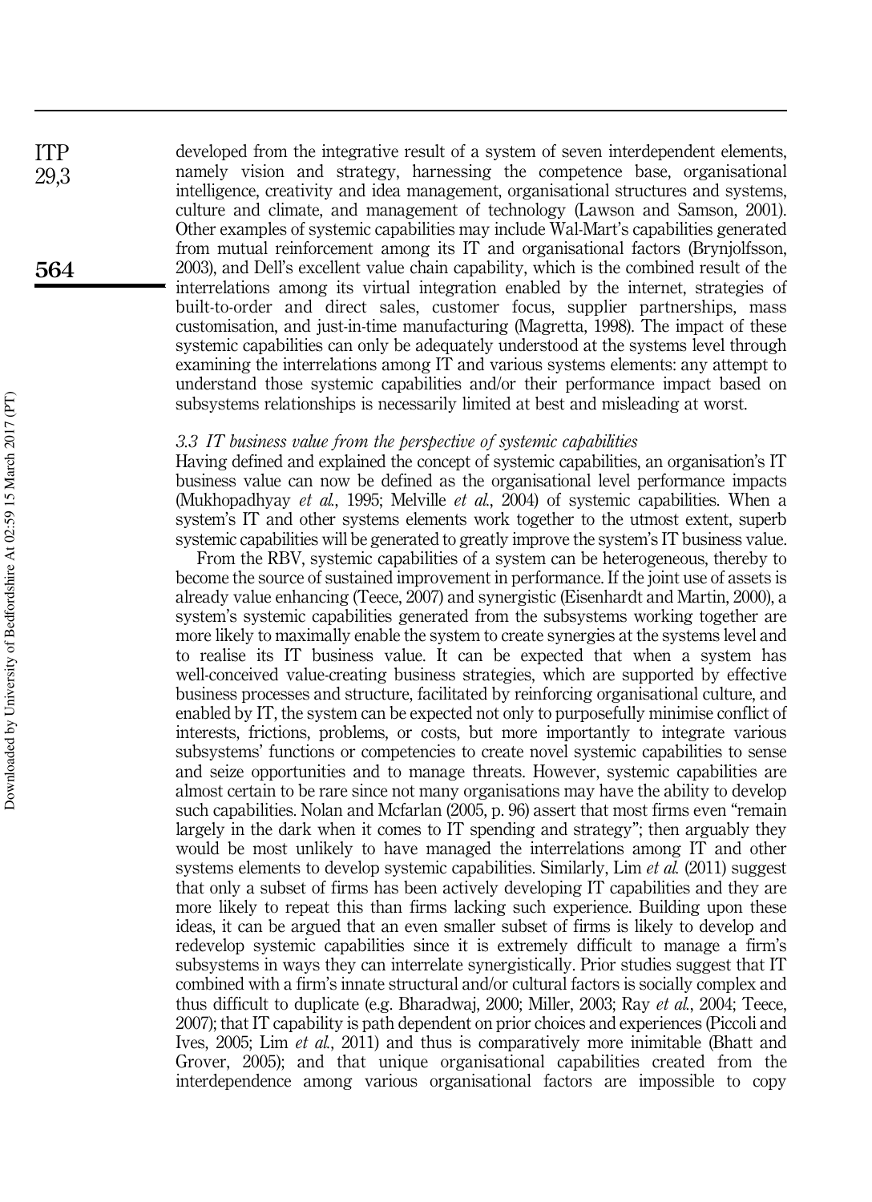developed from the integrative result of a system of seven interdependent elements, namely vision and strategy, harnessing the competence base, organisational intelligence, creativity and idea management, organisational structures and systems, culture and climate, and management of technology (Lawson and Samson, 2001). Other examples of systemic capabilities may include Wal-Mart's capabilities generated from mutual reinforcement among its IT and organisational factors (Brynjolfsson, 2003), and Dell's excellent value chain capability, which is the combined result of the interrelations among its virtual integration enabled by the internet, strategies of built-to-order and direct sales, customer focus, supplier partnerships, mass customisation, and just-in-time manufacturing (Magretta, 1998). The impact of these systemic capabilities can only be adequately understood at the systems level through examining the interrelations among IT and various systems elements: any attempt to understand those systemic capabilities and/or their performance impact based on subsystems relationships is necessarily limited at best and misleading at worst.

### *3.3 IT business value from the perspective of systemic capabilities*

Having defined and explained the concept of systemic capabilities, an organisation's IT business value can now be defined as the organisational level performance impacts (Mukhopadhyay *et al.*, 1995; Melville *et al.*, 2004) of systemic capabilities. When a system's IT and other systems elements work together to the utmost extent, superb systemic capabilities will be generated to greatly improve the system's IT business value.

From the RBV, systemic capabilities of a system can be heterogeneous, thereby to become the source of sustained improvement in performance. If the joint use of assets is already value enhancing (Teece, 2007) and synergistic (Eisenhardt and Martin, 2000), a system's systemic capabilities generated from the subsystems working together are more likely to maximally enable the system to create synergies at the systems level and to realise its IT business value. It can be expected that when a system has well-conceived value-creating business strategies, which are supported by effective business processes and structure, facilitated by reinforcing organisational culture, and enabled by IT, the system can be expected not only to purposefully minimise conflict of interests, frictions, problems, or costs, but more importantly to integrate various subsystems' functions or competencies to create novel systemic capabilities to sense and seize opportunities and to manage threats. However, systemic capabilities are almost certain to be rare since not many organisations may have the ability to develop such capabilities. Nolan and Mcfarlan (2005, p. 96) assert that most firms even "remain largely in the dark when it comes to IT spending and strategy"; then arguably they would be most unlikely to have managed the interrelations among IT and other systems elements to develop systemic capabilities. Similarly, Lim *et al.* (2011) suggest that only a subset of firms has been actively developing IT capabilities and they are more likely to repeat this than firms lacking such experience. Building upon these ideas, it can be argued that an even smaller subset of firms is likely to develop and redevelop systemic capabilities since it is extremely difficult to manage a firm's subsystems in ways they can interrelate synergistically. Prior studies suggest that IT combined with a firm's innate structural and/or cultural factors is socially complex and thus difficult to duplicate (e.g. Bharadwaj, 2000; Miller, 2003; Ray *et al.*, 2004; Teece, 2007); that IT capability is path dependent on prior choices and experiences (Piccoli and Ives, 2005; Lim *et al.*, 2011) and thus is comparatively more inimitable (Bhatt and Grover, 2005); and that unique organisational capabilities created from the interdependence among various organisational factors are impossible to copy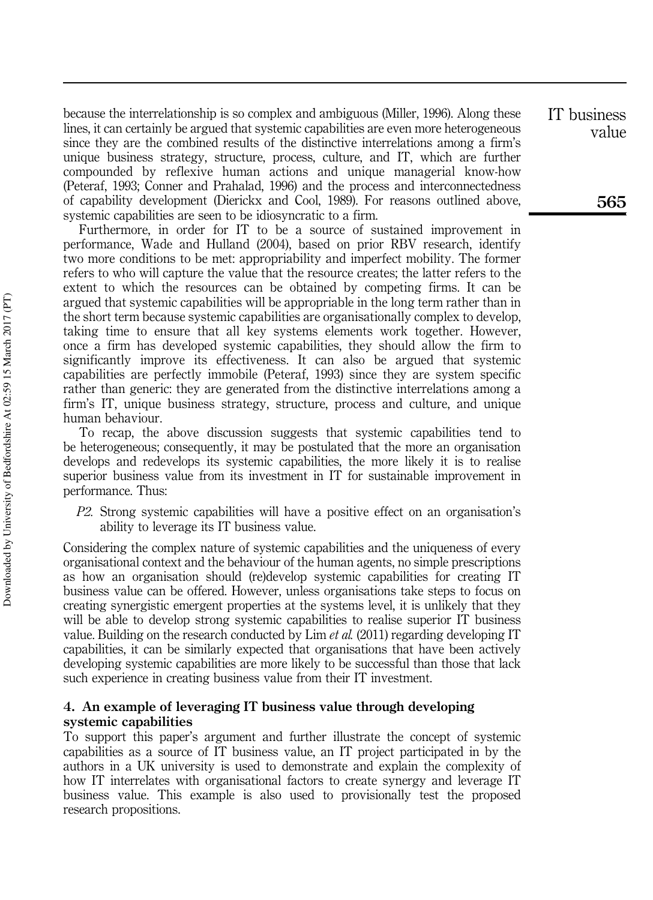because the interrelationship is so complex and ambiguous (Miller, 1996). Along these lines, it can certainly be argued that systemic capabilities are even more heterogeneous since they are the combined results of the distinctive interrelations among a firm's unique business strategy, structure, process, culture, and IT, which are further compounded by reflexive human actions and unique managerial know-how (Peteraf, 1993; Conner and Prahalad, 1996) and the process and interconnectedness of capability development (Dierickx and Cool, 1989). For reasons outlined above, systemic capabilities are seen to be idiosyncratic to a firm.

Furthermore, in order for IT to be a source of sustained improvement in performance, Wade and Hulland (2004), based on prior RBV research, identify two more conditions to be met: appropriability and imperfect mobility. The former refers to who will capture the value that the resource creates; the latter refers to the extent to which the resources can be obtained by competing firms. It can be argued that systemic capabilities will be appropriable in the long term rather than in the short term because systemic capabilities are organisationally complex to develop, taking time to ensure that all key systems elements work together. However, once a firm has developed systemic capabilities, they should allow the firm to significantly improve its effectiveness. It can also be argued that systemic capabilities are perfectly immobile (Peteraf, 1993) since they are system specific rather than generic: they are generated from the distinctive interrelations among a firm's IT, unique business strategy, structure, process and culture, and unique human behaviour.

To recap, the above discussion suggests that systemic capabilities tend to be heterogeneous; consequently, it may be postulated that the more an organisation develops and redevelops its systemic capabilities, the more likely it is to realise superior business value from its investment in IT for sustainable improvement in performance. Thus:

*P2.* Strong systemic capabilities will have a positive effect on an organisation's ability to leverage its IT business value.

Considering the complex nature of systemic capabilities and the uniqueness of every organisational context and the behaviour of the human agents, no simple prescriptions as how an organisation should (re)develop systemic capabilities for creating IT business value can be offered. However, unless organisations take steps to focus on creating synergistic emergent properties at the systems level, it is unlikely that they will be able to develop strong systemic capabilities to realise superior IT business value. Building on the research conducted by Lim *et al.* (2011) regarding developing IT capabilities, it can be similarly expected that organisations that have been actively developing systemic capabilities are more likely to be successful than those that lack such experience in creating business value from their IT investment.

## 4. An example of leveraging IT business value through developing systemic capabilities

To support this paper's argument and further illustrate the concept of systemic capabilities as a source of IT business value, an IT project participated in by the authors in a UK university is used to demonstrate and explain the complexity of how IT interrelates with organisational factors to create synergy and leverage IT business value. This example is also used to provisionally test the proposed research propositions.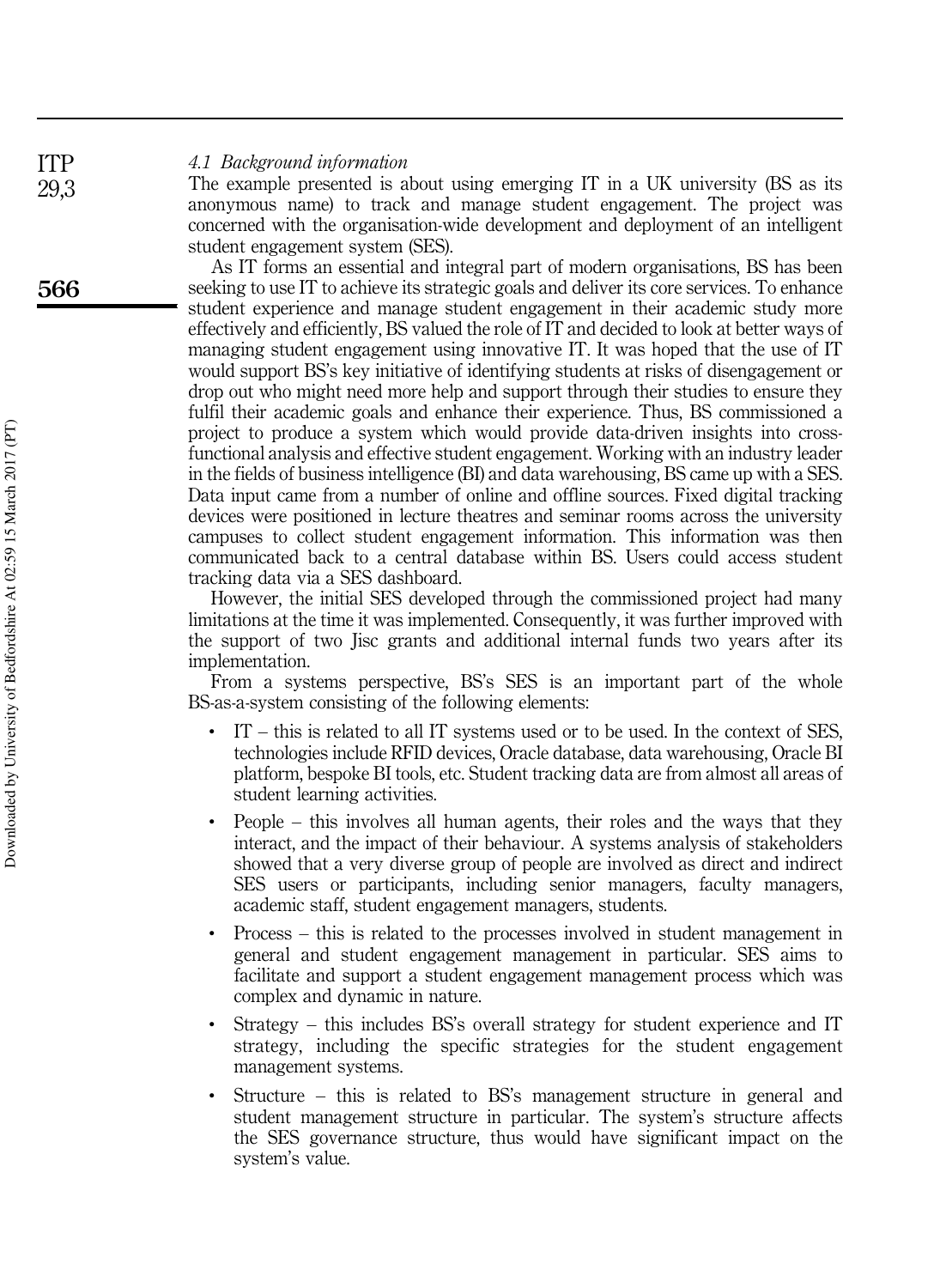### *4.1 Background information*

The example presented is about using emerging IT in a UK university (BS as its anonymous name) to track and manage student engagement. The project was concerned with the organisation-wide development and deployment of an intelligent student engagement system (SES).

As IT forms an essential and integral part of modern organisations, BS has been seeking to use IT to achieve its strategic goals and deliver its core services. To enhance student experience and manage student engagement in their academic study more effectively and efficiently, BS valued the role of IT and decided to look at better ways of managing student engagement using innovative IT. It was hoped that the use of IT would support BS's key initiative of identifying students at risks of disengagement or drop out who might need more help and support through their studies to ensure they fulfil their academic goals and enhance their experience. Thus, BS commissioned a project to produce a system which would provide data-driven insights into cross-functional analysis and effective student engagement. Working with an industry leader in the fields of business intelligence (BI) and data warehousing, BS came up with a SES. Data input came from a number of online and offline sources. Fixed digital tracking devices were positioned in lecture theatres and seminar rooms across the university campuses to collect student engagement information. This information was then communicated back to a central database within BS. Users could access student tracking data via a SES dashboard.

However, the initial SES developed through the commissioned project had many limitations at the time it was implemented. Consequently, it was further improved with the support of two Jisc grants and additional internal funds two years after its implementation.

From a systems perspective, BS's SES is an important part of the whole BS-as-a-system consisting of the following elements:

- IT – this is related to all IT systems used or to be used. In the context of SES, technologies include RFID devices, Oracle database, data warehousing, Oracle BI platform, bespoke BI tools, etc. Student tracking data are from almost all areas of student learning activities.
- People – this involves all human agents, their roles and the ways that they interact, and the impact of their behaviour. A systems analysis of stakeholders showed that a very diverse group of people are involved as direct and indirect SES users or participants, including senior managers, faculty managers, academic staff, student engagement managers, students.
- Process – this is related to the processes involved in student management in general and student engagement management in particular. SES aims to facilitate and support a student engagement management process which was complex and dynamic in nature.
- Strategy – this includes BS's overall strategy for student experience and IT strategy, including the specific strategies for the student engagement management systems.
- Structure – this is related to BS's management structure in general and student management structure in particular. The system's structure affects the SES governance structure, thus would have significant impact on the system's value.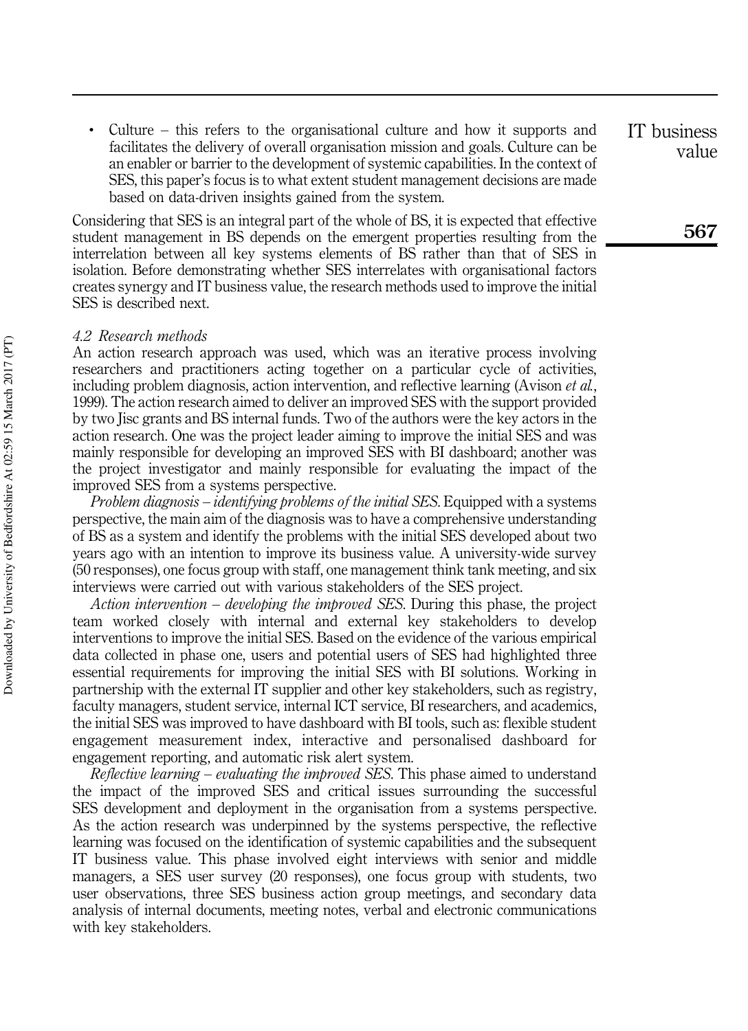- Culture – this refers to the organisational culture and how it supports and facilitates the delivery of overall organisation mission and goals. Culture can be an enabler or barrier to the development of systemic capabilities. In the context of SES, this paper's focus is to what extent student management decisions are made based on data-driven insights gained from the system.

Considering that SES is an integral part of the whole of BS, it is expected that effective student management in BS depends on the emergent properties resulting from the interrelation between all key systems elements of BS rather than that of SES in isolation. Before demonstrating whether SES interrelates with organisational factors creates synergy and IT business value, the research methods used to improve the initial SES is described next.

### 4.2 Research methods

An action research approach was used, which was an iterative process involving researchers and practitioners acting together on a particular cycle of activities, including problem diagnosis, action intervention, and reflective learning (Avison *et al.*, 1999). The action research aimed to deliver an improved SES with the support provided by two Jisc grants and BS internal funds. Two of the authors were the key actors in the action research. One was the project leader aiming to improve the initial SES and was mainly responsible for developing an improved SES with BI dashboard; another was the project investigator and mainly responsible for evaluating the impact of the improved SES from a systems perspective.

*Problem diagnosis – identifying problems of the initial SES.* Equipped with a systems perspective, the main aim of the diagnosis was to have a comprehensive understanding of BS as a system and identify the problems with the initial SES developed about two years ago with an intention to improve its business value. A university-wide survey (50 responses), one focus group with staff, one management think tank meeting, and six interviews were carried out with various stakeholders of the SES project.

*Action intervention – developing the improved SES.* During this phase, the project team worked closely with internal and external key stakeholders to develop interventions to improve the initial SES. Based on the evidence of the various empirical data collected in phase one, users and potential users of SES had highlighted three essential requirements for improving the initial SES with BI solutions. Working in partnership with the external IT supplier and other key stakeholders, such as registry, faculty managers, student service, internal ICT service, BI researchers, and academics, the initial SES was improved to have dashboard with BI tools, such as: flexible student engagement measurement index, interactive and personalised dashboard for engagement reporting, and automatic risk alert system.

*Reflective learning – evaluating the improved SES.* This phase aimed to understand the impact of the improved SES and critical issues surrounding the successful SES development and deployment in the organisation from a systems perspective. As the action research was underpinned by the systems perspective, the reflective learning was focused on the identification of systemic capabilities and the subsequent IT business value. This phase involved eight interviews with senior and middle managers, a SES user survey (20 responses), one focus group with students, two user observations, three SES business action group meetings, and secondary data analysis of internal documents, meeting notes, verbal and electronic communications with key stakeholders.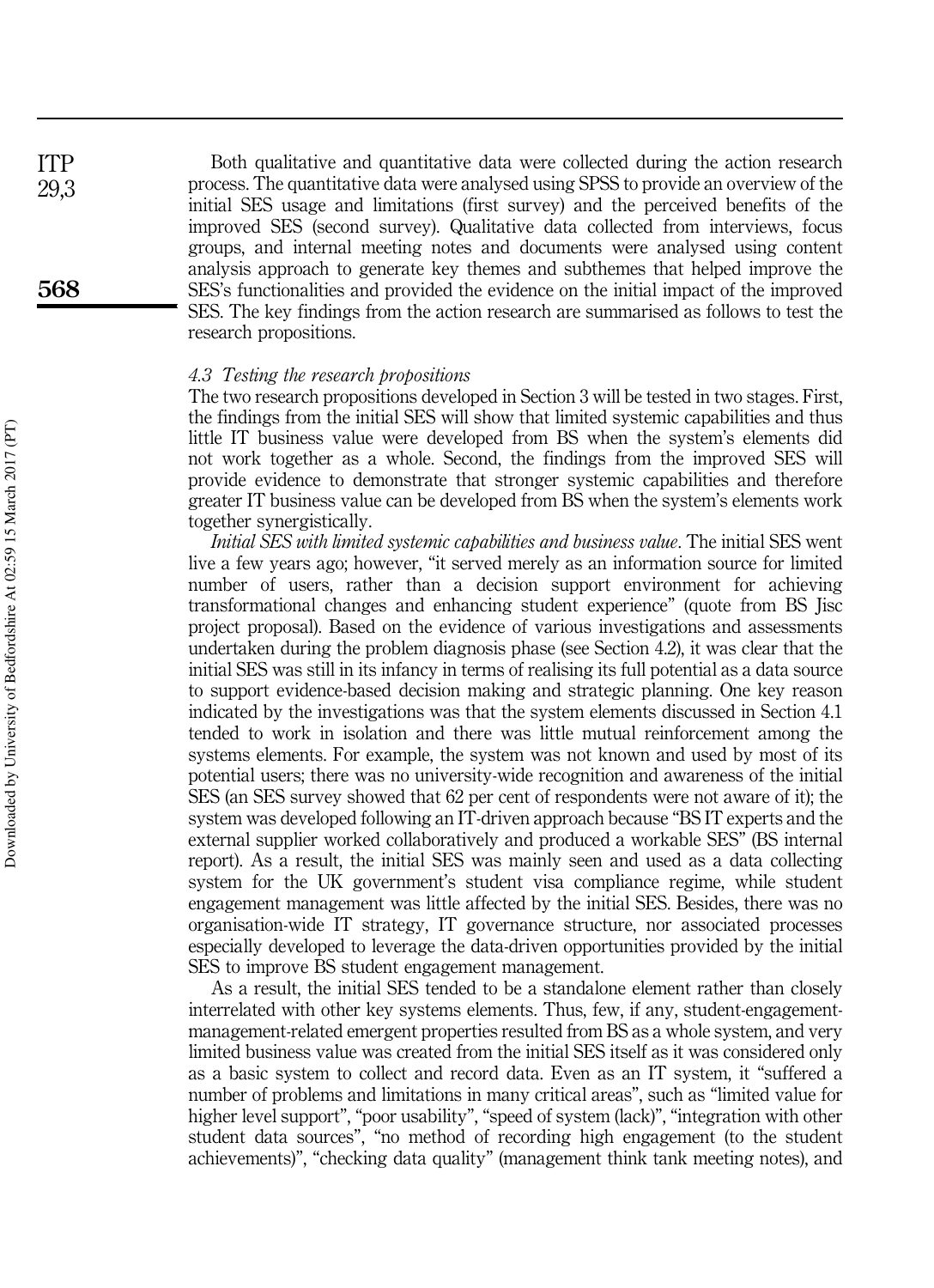Both qualitative and quantitative data were collected during the action research process. The quantitative data were analysed using SPSS to provide an overview of the initial SES usage and limitations (first survey) and the perceived benefits of the improved SES (second survey). Qualitative data collected from interviews, focus groups, and internal meeting notes and documents were analysed using content analysis approach to generate key themes and subthemes that helped improve the SES's functionalities and provided the evidence on the initial impact of the improved SES. The key findings from the action research are summarised as follows to test the research propositions.

### *4.3 Testing the research propositions*

The two research propositions developed in Section 3 will be tested in two stages. First, the findings from the initial SES will show that limited systemic capabilities and thus little IT business value were developed from BS when the system's elements did not work together as a whole. Second, the findings from the improved SES will provide evidence to demonstrate that stronger systemic capabilities and therefore greater IT business value can be developed from BS when the system's elements work together synergistically.

*Initial SES with limited systemic capabilities and business value*. The initial SES went live a few years ago; however, "it served merely as an information source for limited number of users, rather than a decision support environment for achieving transformational changes and enhancing student experience" (quote from BS Jisc project proposal). Based on the evidence of various investigations and assessments undertaken during the problem diagnosis phase (see Section 4.2), it was clear that the initial SES was still in its infancy in terms of realising its full potential as a data source to support evidence-based decision making and strategic planning. One key reason indicated by the investigations was that the system elements discussed in Section 4.1 tended to work in isolation and there was little mutual reinforcement among the systems elements. For example, the system was not known and used by most of its potential users; there was no university-wide recognition and awareness of the initial SES (an SES survey showed that 62 per cent of respondents were not aware of it); the system was developed following an IT-driven approach because "BS IT experts and the external supplier worked collaboratively and produced a workable SES" (BS internal report). As a result, the initial SES was mainly seen and used as a data collecting system for the UK government's student visa compliance regime, while student engagement management was little affected by the initial SES. Besides, there was no organisation-wide IT strategy, IT governance structure, nor associated processes especially developed to leverage the data-driven opportunities provided by the initial SES to improve BS student engagement management.

As a result, the initial SES tended to be a standalone element rather than closely interrelated with other key systems elements. Thus, few, if any, student-engagement-management-related emergent properties resulted from BS as a whole system, and very limited business value was created from the initial SES itself as it was considered only as a basic system to collect and record data. Even as an IT system, it "suffered a number of problems and limitations in many critical areas", such as "limited value for higher level support", "poor usability", "speed of system (lack)", "integration with other student data sources", "no method of recording high engagement (to the student achievements)", "checking data quality" (management think tank meeting notes), and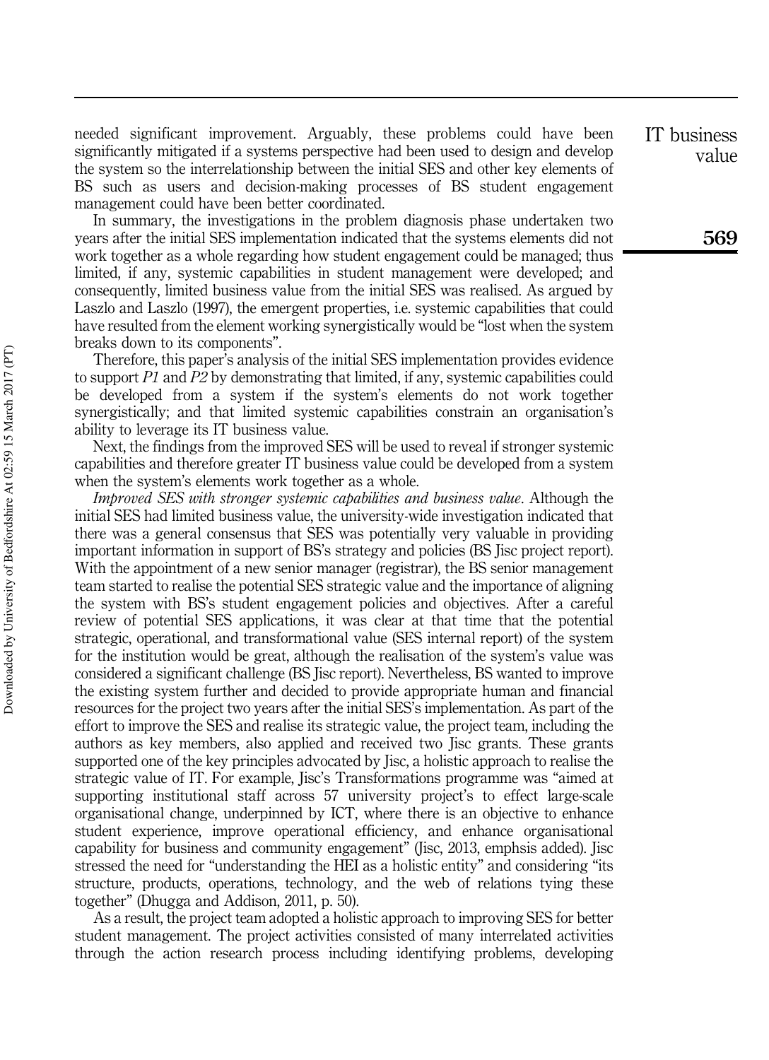needed significant improvement. Arguably, these problems could have been significantly mitigated if a systems perspective had been used to design and develop the system so the interrelationship between the initial SES and other key elements of BS such as users and decision-making processes of BS student engagement management could have been better coordinated.

In summary, the investigations in the problem diagnosis phase undertaken two years after the initial SES implementation indicated that the systems elements did not work together as a whole regarding how student engagement could be managed; thus limited, if any, systemic capabilities in student management were developed; and consequently, limited business value from the initial SES was realised. As argued by Laszlo and Laszlo (1997), the emergent properties, i.e. systemic capabilities that could have resulted from the element working synergistically would be "lost when the system breaks down to its components".

Therefore, this paper's analysis of the initial SES implementation provides evidence to support *P1* and *P2* by demonstrating that limited, if any, systemic capabilities could be developed from a system if the system's elements do not work together synergistically; and that limited systemic capabilities constrain an organisation's ability to leverage its IT business value.

Next, the findings from the improved SES will be used to reveal if stronger systemic capabilities and therefore greater IT business value could be developed from a system when the system's elements work together as a whole.

*Improved SES with stronger systemic capabilities and business value*. Although the initial SES had limited business value, the university-wide investigation indicated that there was a general consensus that SES was potentially very valuable in providing important information in support of BS's strategy and policies (BS Jisc project report). With the appointment of a new senior manager (registrar), the BS senior management team started to realise the potential SES strategic value and the importance of aligning the system with BS's student engagement policies and objectives. After a careful review of potential SES applications, it was clear at that time that the potential strategic, operational, and transformational value (SES internal report) of the system for the institution would be great, although the realisation of the system's value was considered a significant challenge (BS Jisc report). Nevertheless, BS wanted to improve the existing system further and decided to provide appropriate human and financial resources for the project two years after the initial SES's implementation. As part of the effort to improve the SES and realise its strategic value, the project team, including the authors as key members, also applied and received two Jisc grants. These grants supported one of the key principles advocated by Jisc, a holistic approach to realise the strategic value of IT. For example, Jisc's Transformations programme was "aimed at supporting institutional staff across 57 university project's to effect large-scale organisational change, underpinned by ICT, where there is an objective to enhance student experience, improve operational efficiency, and enhance organisational capability for business and community engagement" (Jisc, 2013, emphsis added). Jisc stressed the need for "understanding the HEI as a holistic entity" and considering "its structure, products, operations, technology, and the web of relations tying these together" (Dhugga and Addison, 2011, p. 50).

As a result, the project team adopted a holistic approach to improving SES for better student management. The project activities consisted of many interrelated activities through the action research process including identifying problems, developing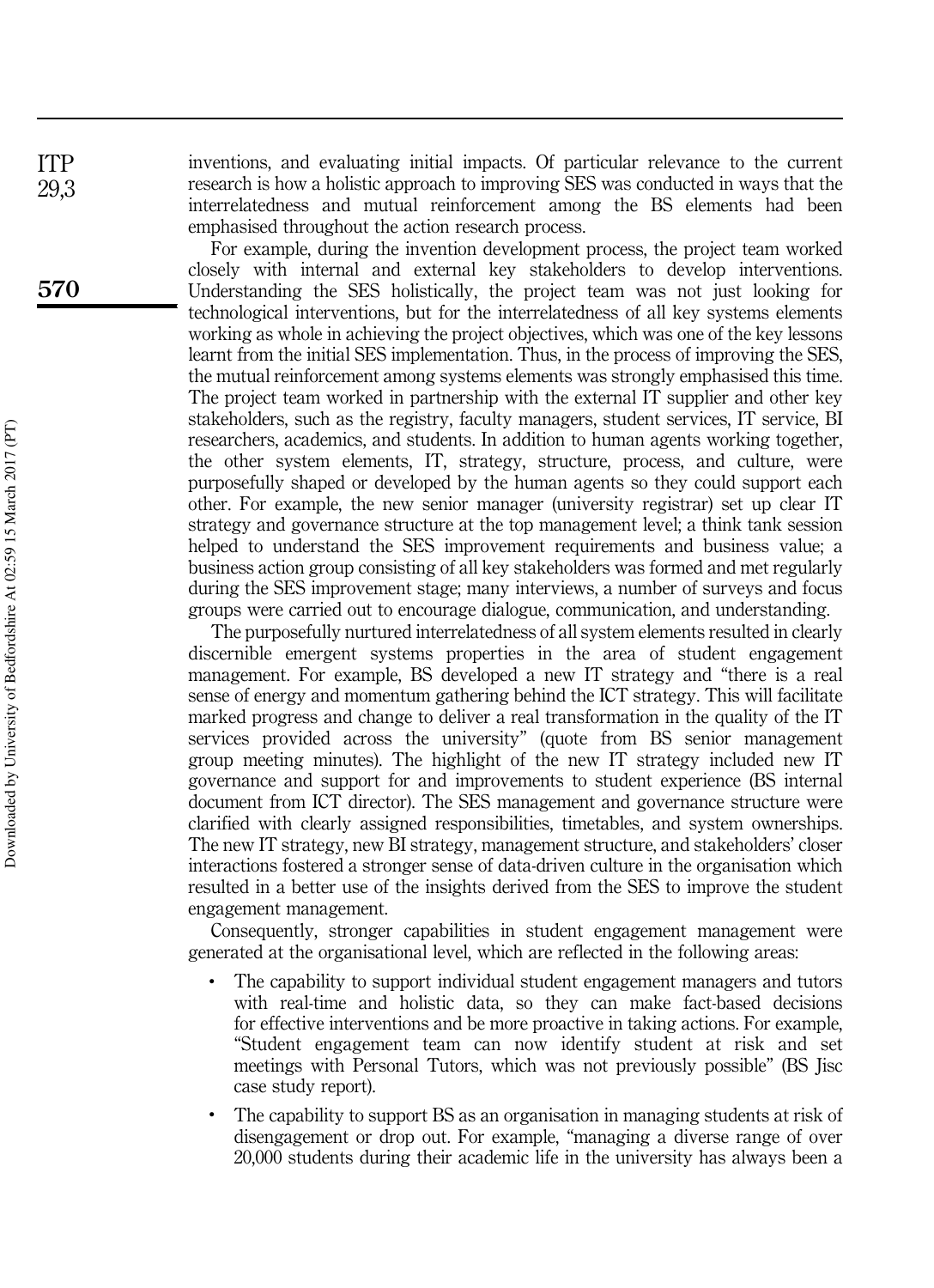inventions, and evaluating initial impacts. Of particular relevance to the current research is how a holistic approach to improving SES was conducted in ways that the interrelatedness and mutual reinforcement among the BS elements had been emphasised throughout the action research process.

For example, during the invention development process, the project team worked closely with internal and external key stakeholders to develop interventions. Understanding the SES holistically, the project team was not just looking for technological interventions, but for the interrelatedness of all key systems elements working as whole in achieving the project objectives, which was one of the key lessons learnt from the initial SES implementation. Thus, in the process of improving the SES, the mutual reinforcement among systems elements was strongly emphasised this time. The project team worked in partnership with the external IT supplier and other key stakeholders, such as the registry, faculty managers, student services, IT service, BI researchers, academics, and students. In addition to human agents working together, the other system elements, IT, strategy, structure, process, and culture, were purposefully shaped or developed by the human agents so they could support each other. For example, the new senior manager (university registrar) set up clear IT strategy and governance structure at the top management level; a think tank session helped to understand the SES improvement requirements and business value; a business action group consisting of all key stakeholders was formed and met regularly during the SES improvement stage; many interviews, a number of surveys and focus groups were carried out to encourage dialogue, communication, and understanding.

The purposefully nurtured interrelatedness of all system elements resulted in clearly discernible emergent systems properties in the area of student engagement management. For example, BS developed a new IT strategy and "there is a real sense of energy and momentum gathering behind the ICT strategy. This will facilitate marked progress and change to deliver a real transformation in the quality of the IT services provided across the university" (quote from BS senior management group meeting minutes). The highlight of the new IT strategy included new IT governance and support for and improvements to student experience (BS internal document from ICT director). The SES management and governance structure were clarified with clearly assigned responsibilities, timetables, and system ownerships. The new IT strategy, new BI strategy, management structure, and stakeholders' closer interactions fostered a stronger sense of data-driven culture in the organisation which resulted in a better use of the insights derived from the SES to improve the student engagement management.

Consequently, stronger capabilities in student engagement management were generated at the organisational level, which are reflected in the following areas:

- The capability to support individual student engagement managers and tutors with real-time and holistic data, so they can make fact-based decisions for effective interventions and be more proactive in taking actions. For example, "Student engagement team can now identify student at risk and set meetings with Personal Tutors, which was not previously possible" (BS Jisc case study report).
- The capability to support BS as an organisation in managing students at risk of disengagement or drop out. For example, "managing a diverse range of over 20,000 students during their academic life in the university has always been a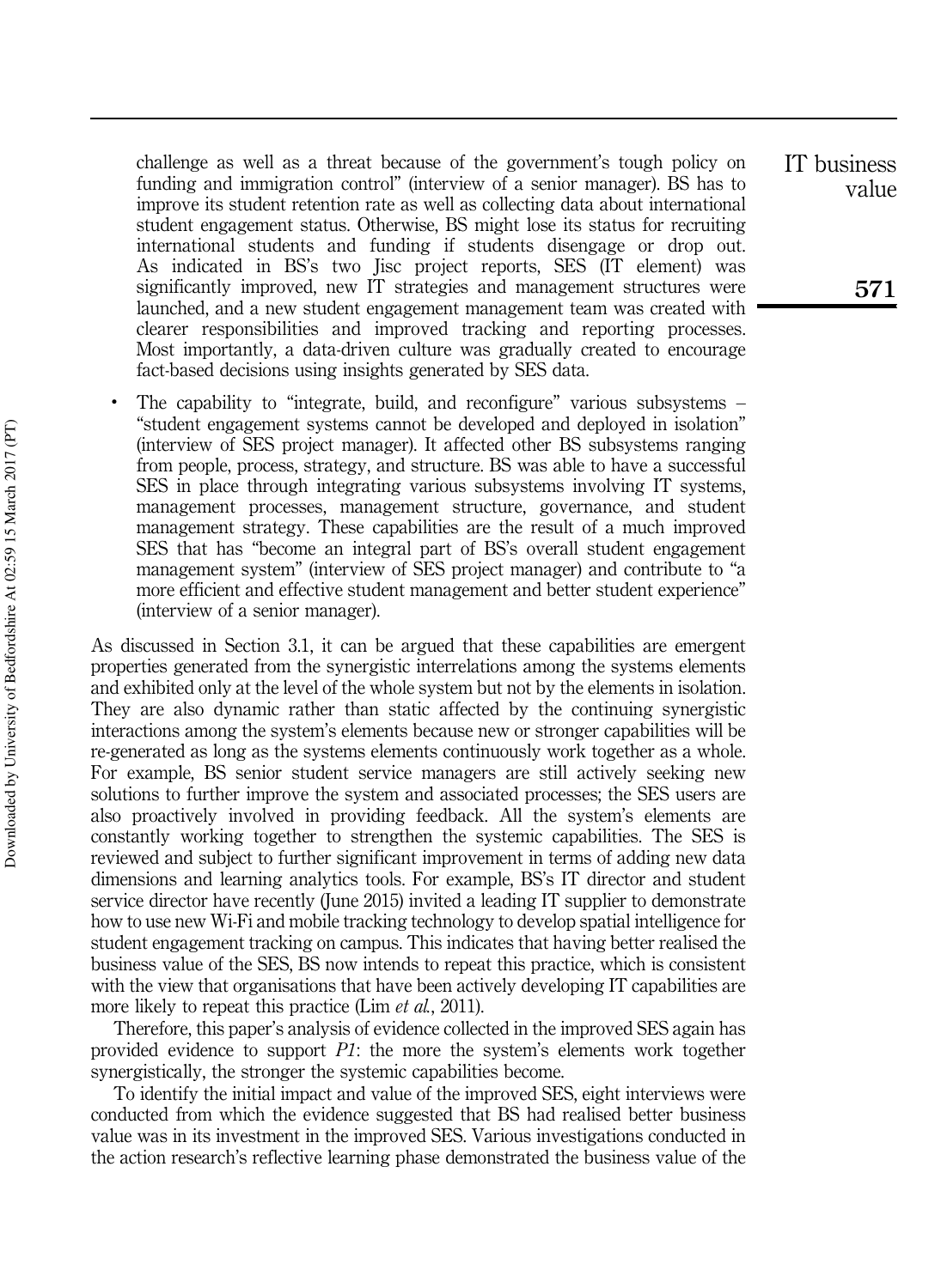challenge as well as a threat because of the government's tough policy on funding and immigration control" (interview of a senior manager). BS has to improve its student retention rate as well as collecting data about international student engagement status. Otherwise, BS might lose its status for recruiting international students and funding if students disengage or drop out. As indicated in BS's two Jisc project reports, SES (IT element) was significantly improved, new IT strategies and management structures were launched, and a new student engagement management team was created with clearer responsibilities and improved tracking and reporting processes. Most importantly, a data-driven culture was gradually created to encourage fact-based decisions using insights generated by SES data.

- The capability to "integrate, build, and reconfigure" various subsystems – "student engagement systems cannot be developed and deployed in isolation" (interview of SES project manager). It affected other BS subsystems ranging from people, process, strategy, and structure. BS was able to have a successful SES in place through integrating various subsystems involving IT systems, management processes, management structure, governance, and student management strategy. These capabilities are the result of a much improved SES that has "become an integral part of BS's overall student engagement management system" (interview of SES project manager) and contribute to "a more efficient and effective student management and better student experience" (interview of a senior manager).

As discussed in Section 3.1, it can be argued that these capabilities are emergent properties generated from the synergistic interrelations among the systems elements and exhibited only at the level of the whole system but not by the elements in isolation. They are also dynamic rather than static affected by the continuing synergistic interactions among the system's elements because new or stronger capabilities will be re-generated as long as the systems elements continuously work together as a whole. For example, BS senior student service managers are still actively seeking new solutions to further improve the system and associated processes; the SES users are also proactively involved in providing feedback. All the system's elements are constantly working together to strengthen the systemic capabilities. The SES is reviewed and subject to further significant improvement in terms of adding new data dimensions and learning analytics tools. For example, BS's IT director and student service director have recently (June 2015) invited a leading IT supplier to demonstrate how to use new Wi-Fi and mobile tracking technology to develop spatial intelligence for student engagement tracking on campus. This indicates that having better realised the business value of the SES, BS now intends to repeat this practice, which is consistent with the view that organisations that have been actively developing IT capabilities are more likely to repeat this practice (Lim *et al.*, 2011).

Therefore, this paper's analysis of evidence collected in the improved SES again has provided evidence to support *P1*: the more the system's elements work together synergistically, the stronger the systemic capabilities become.

To identify the initial impact and value of the improved SES, eight interviews were conducted from which the evidence suggested that BS had realised better business value was in its investment in the improved SES. Various investigations conducted in the action research's reflective learning phase demonstrated the business value of the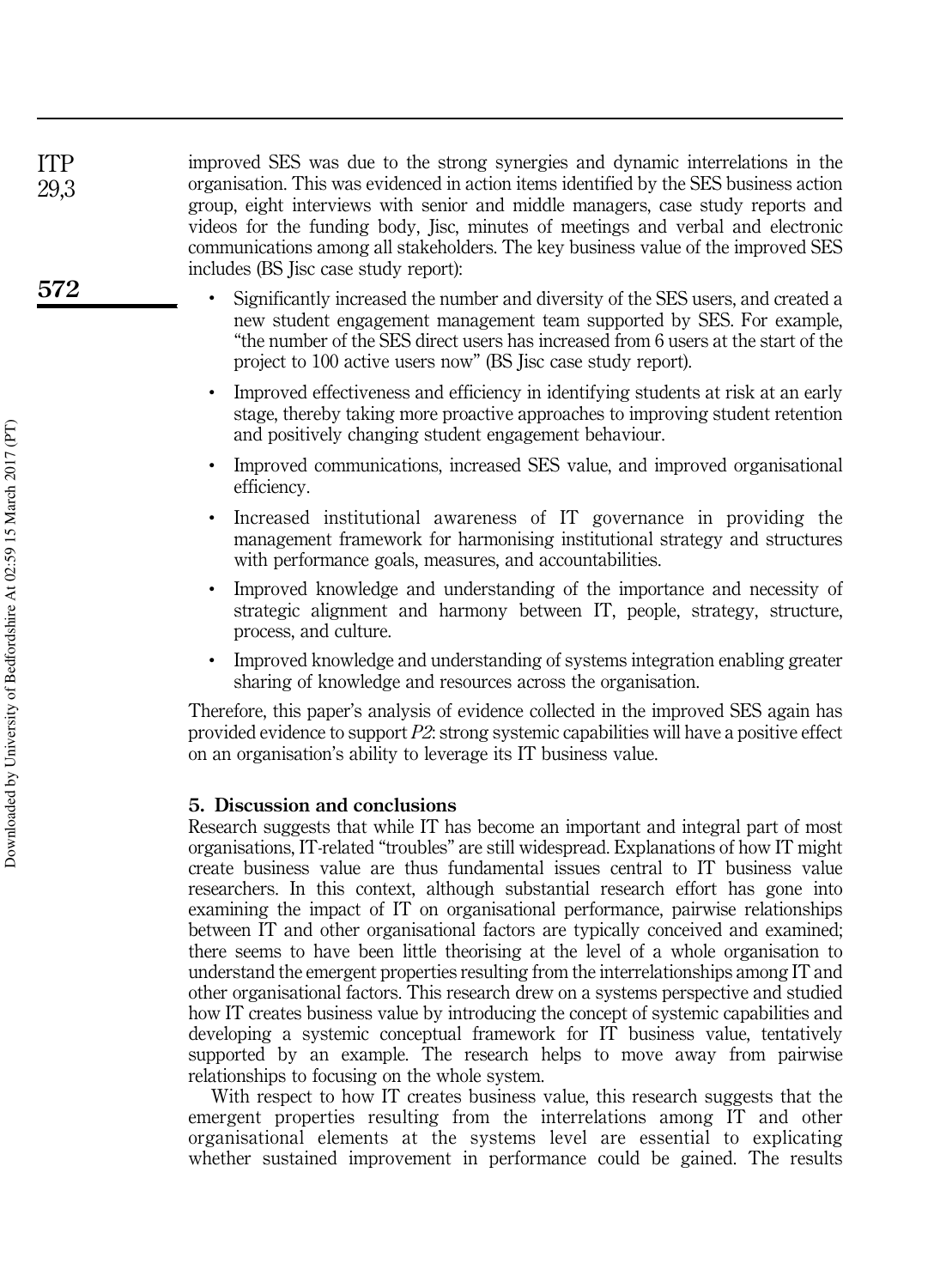improved SES was due to the strong synergies and dynamic interrelations in the organisation. This was evidenced in action items identified by the SES business action group, eight interviews with senior and middle managers, case study reports and videos for the funding body, Jisc, minutes of meetings and verbal and electronic communications among all stakeholders. The key business value of the improved SES includes (BS Jisc case study report):

- Significantly increased the number and diversity of the SES users, and created a new student engagement management team supported by SES. For example, "the number of the SES direct users has increased from 6 users at the start of the project to 100 active users now" (BS Jisc case study report).
- Improved effectiveness and efficiency in identifying students at risk at an early stage, thereby taking more proactive approaches to improving student retention and positively changing student engagement behaviour.
- Improved communications, increased SES value, and improved organisational efficiency.
- Increased institutional awareness of IT governance in providing the management framework for harmonising institutional strategy and structures with performance goals, measures, and accountabilities.
- Improved knowledge and understanding of the importance and necessity of strategic alignment and harmony between IT, people, strategy, structure, process, and culture.
- Improved knowledge and understanding of systems integration enabling greater sharing of knowledge and resources across the organisation.

Therefore, this paper's analysis of evidence collected in the improved SES again has provided evidence to support *P2*: strong systemic capabilities will have a positive effect on an organisation's ability to leverage its IT business value.

## 5. Discussion and conclusions

Research suggests that while IT has become an important and integral part of most organisations, IT-related "troubles" are still widespread. Explanations of how IT might create business value are thus fundamental issues central to IT business value researchers. In this context, although substantial research effort has gone into examining the impact of IT on organisational performance, pairwise relationships between IT and other organisational factors are typically conceived and examined; there seems to have been little theorising at the level of a whole organisation to understand the emergent properties resulting from the interrelationships among IT and other organisational factors. This research drew on a systems perspective and studied how IT creates business value by introducing the concept of systemic capabilities and developing a systemic conceptual framework for IT business value, tentatively supported by an example. The research helps to move away from pairwise relationships to focusing on the whole system.

With respect to how IT creates business value, this research suggests that the emergent properties resulting from the interrelations among IT and other organisational elements at the systems level are essential to explicating whether sustained improvement in performance could be gained. The results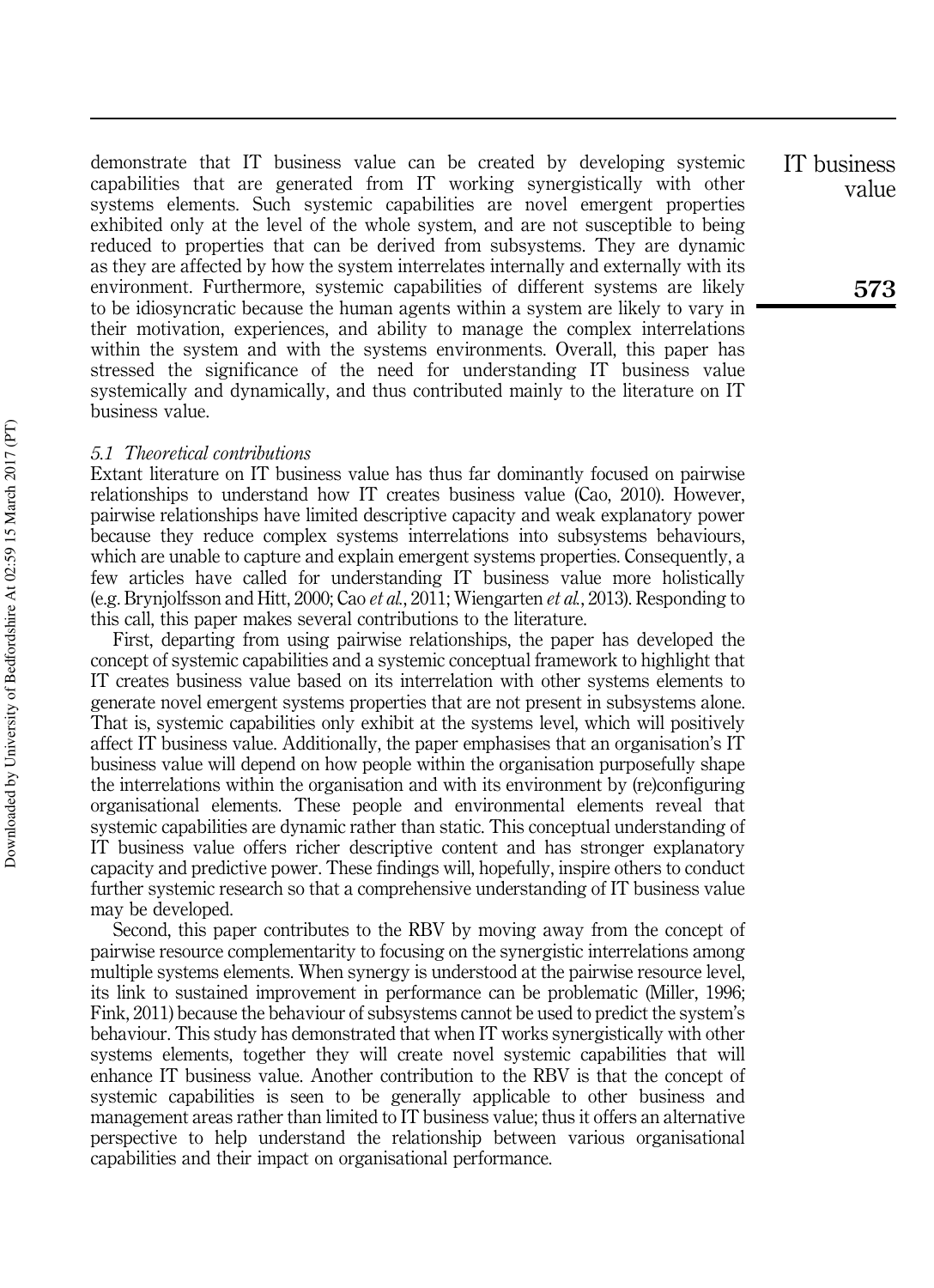demonstrate that IT business value can be created by developing systemic capabilities that are generated from IT working synergistically with other systems elements. Such systemic capabilities are novel emergent properties exhibited only at the level of the whole system, and are not susceptible to being reduced to properties that can be derived from subsystems. They are dynamic as they are affected by how the system interrelates internally and externally with its environment. Furthermore, systemic capabilities of different systems are likely to be idiosyncratic because the human agents within a system are likely to vary in their motivation, experiences, and ability to manage the complex interrelations within the system and with the systems environments. Overall, this paper has stressed the significance of the need for understanding IT business value systemically and dynamically, and thus contributed mainly to the literature on IT business value.

### *5.1 Theoretical contributions*

Extant literature on IT business value has thus far dominantly focused on pairwise relationships to understand how IT creates business value (Cao, 2010). However, pairwise relationships have limited descriptive capacity and weak explanatory power because they reduce complex systems interrelations into subsystems behaviours, which are unable to capture and explain emergent systems properties. Consequently, a few articles have called for understanding IT business value more holistically (e.g. Brynjolfsson and Hitt, 2000; Cao *et al.*, 2011; Wiengarten *et al.*, 2013). Responding to this call, this paper makes several contributions to the literature.

First, departing from using pairwise relationships, the paper has developed the concept of systemic capabilities and a systemic conceptual framework to highlight that IT creates business value based on its interrelation with other systems elements to generate novel emergent systems properties that are not present in subsystems alone. That is, systemic capabilities only exhibit at the systems level, which will positively affect IT business value. Additionally, the paper emphasises that an organisation's IT business value will depend on how people within the organisation purposefully shape the interrelations within the organisation and with its environment by (re)configuring organisational elements. These people and environmental elements reveal that systemic capabilities are dynamic rather than static. This conceptual understanding of IT business value offers richer descriptive content and has stronger explanatory capacity and predictive power. These findings will, hopefully, inspire others to conduct further systemic research so that a comprehensive understanding of IT business value may be developed.

Second, this paper contributes to the RBV by moving away from the concept of pairwise resource complementarity to focusing on the synergistic interrelations among multiple systems elements. When synergy is understood at the pairwise resource level, its link to sustained improvement in performance can be problematic (Miller, 1996; Fink, 2011) because the behaviour of subsystems cannot be used to predict the system's behaviour. This study has demonstrated that when IT works synergistically with other systems elements, together they will create novel systemic capabilities that will enhance IT business value. Another contribution to the RBV is that the concept of systemic capabilities is seen to be generally applicable to other business and management areas rather than limited to IT business value; thus it offers an alternative perspective to help understand the relationship between various organisational capabilities and their impact on organisational performance.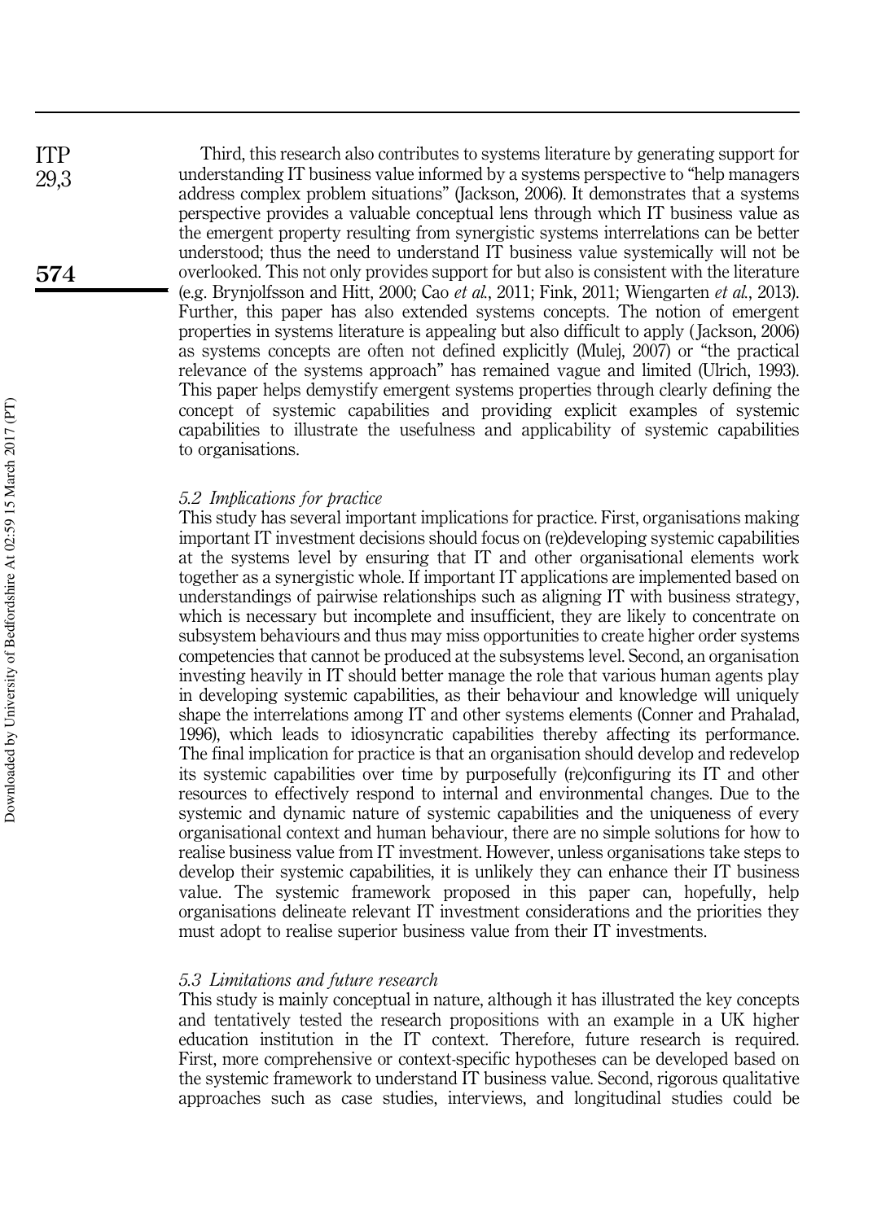Third, this research also contributes to systems literature by generating support for understanding IT business value informed by a systems perspective to "help managers address complex problem situations" (Jackson, 2006). It demonstrates that a systems perspective provides a valuable conceptual lens through which IT business value as the emergent property resulting from synergistic systems interrelations can be better understood; thus the need to understand IT business value systemically will not be overlooked. This not only provides support for but also is consistent with the literature (e.g. Brynjolfsson and Hitt, 2000; Cao *et al.*, 2011; Fink, 2011; Wiengarten *et al.*, 2013). Further, this paper has also extended systems concepts. The notion of emergent properties in systems literature is appealing but also difficult to apply (Jackson, 2006) as systems concepts are often not defined explicitly (Mulej, 2007) or "the practical relevance of the systems approach" has remained vague and limited (Ulrich, 1993). This paper helps demystify emergent systems properties through clearly defining the concept of systemic capabilities and providing explicit examples of systemic capabilities to illustrate the usefulness and applicability of systemic capabilities to organisations.

### *5.2 Implications for practice*

This study has several important implications for practice. First, organisations making important IT investment decisions should focus on (re)developing systemic capabilities at the systems level by ensuring that IT and other organisational elements work together as a synergistic whole. If important IT applications are implemented based on understandings of pairwise relationships such as aligning IT with business strategy, which is necessary but incomplete and insufficient, they are likely to concentrate on subsystem behaviours and thus may miss opportunities to create higher order systems competencies that cannot be produced at the subsystems level. Second, an organisation investing heavily in IT should better manage the role that various human agents play in developing systemic capabilities, as their behaviour and knowledge will uniquely shape the interrelations among IT and other systems elements (Conner and Prahalad, 1996), which leads to idiosyncratic capabilities thereby affecting its performance. The final implication for practice is that an organisation should develop and redevelop its systemic capabilities over time by purposefully (re)configuring its IT and other resources to effectively respond to internal and environmental changes. Due to the systemic and dynamic nature of systemic capabilities and the uniqueness of every organisational context and human behaviour, there are no simple solutions for how to realise business value from IT investment. However, unless organisations take steps to develop their systemic capabilities, it is unlikely they can enhance their IT business value. The systemic framework proposed in this paper can, hopefully, help organisations delineate relevant IT investment considerations and the priorities they must adopt to realise superior business value from their IT investments.

### *5.3 Limitations and future research*

This study is mainly conceptual in nature, although it has illustrated the key concepts and tentatively tested the research propositions with an example in a UK higher education institution in the IT context. Therefore, future research is required. First, more comprehensive or context-specific hypotheses can be developed based on the systemic framework to understand IT business value. Second, rigorous qualitative approaches such as case studies, interviews, and longitudinal studies could be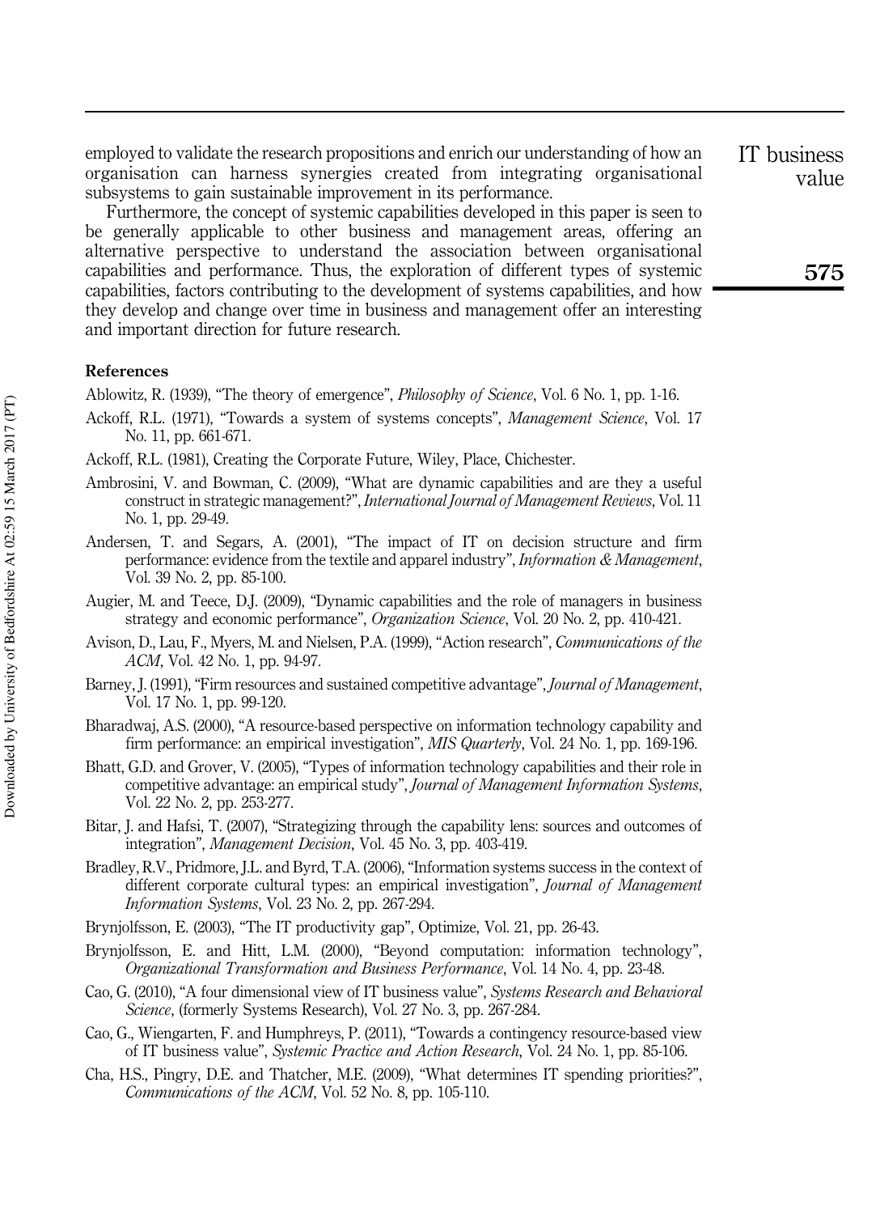employed to validate the research propositions and enrich our understanding of how an organisation can harness synergies created from integrating organisational subsystems to gain sustainable improvement in its performance.

Furthermore, the concept of systemic capabilities developed in this paper is seen to be generally applicable to other business and management areas, offering an alternative perspective to understand the association between organisational capabilities and performance. Thus, the exploration of different types of systemic capabilities, factors contributing to the development of systems capabilities, and how they develop and change over time in business and management offer an interesting and important direction for future research.

### References

Ablowitz, R. (1939), "The theory of emergence", *Philosophy of Science*, Vol. 6 No. 1, pp. 1-16.

Ackoff, R.L. (1971), "Towards a system of systems concepts", *Management Science*, Vol. 17 No. 11, pp. 661-671.

Ackoff, R.L. (1981), Creating the Corporate Future, Wiley, Place, Chichester.

Ambrosini, V. and Bowman, C. (2009), "What are dynamic capabilities and are they a useful construct in strategic management?", *International Journal of Management Reviews*, Vol. 11 No. 1, pp. 29-49.

Andersen, T. and Segars, A. (2001), "The impact of IT on decision structure and firm performance: evidence from the textile and apparel industry", *Information & Management*, Vol. 39 No. 2, pp. 85-100.

Augier, M. and Teece, D.J. (2009), "Dynamic capabilities and the role of managers in business strategy and economic performance", *Organization Science*, Vol. 20 No. 2, pp. 410-421.

Avison, D., Lau, F., Myers, M. and Nielsen, P.A. (1999), "Action research", *Communications of the ACM*, Vol. 42 No. 1, pp. 94-97.

Barney, J. (1991), "Firm resources and sustained competitive advantage", *Journal of Management*, Vol. 17 No. 1, pp. 99-120.

Bharadwaj, A.S. (2000), "A resource-based perspective on information technology capability and firm performance: an empirical investigation", *MIS Quarterly*, Vol. 24 No. 1, pp. 169-196.

Bhatt, G.D. and Grover, V. (2005), "Types of information technology capabilities and their role in competitive advantage: an empirical study", *Journal of Management Information Systems*, Vol. 22 No. 2, pp. 253-277.

Bitar, J. and Hafsi, T. (2007), "Strategizing through the capability lens: sources and outcomes of integration", *Management Decision*, Vol. 45 No. 3, pp. 403-419.

Bradley, R.V., Pridmore, J.L. and Byrd, T.A. (2006), "Information systems success in the context of different corporate cultural types: an empirical investigation", *Journal of Management Information Systems*, Vol. 23 No. 2, pp. 267-294.

Brynjolfsson, E. (2003), "The IT productivity gap", Optimize, Vol. 21, pp. 26-43.

Brynjolfsson, E. and Hitt, L.M. (2000), "Beyond computation: information technology", *Organizational Transformation and Business Performance*, Vol. 14 No. 4, pp. 23-48.

Cao, G. (2010), "A four dimensional view of IT business value", *Systems Research and Behavioral Science*, (formerly Systems Research), Vol. 27 No. 3, pp. 267-284.

Cao, G., Wiengarten, F. and Humphreys, P. (2011), "Towards a contingency resource-based view of IT business value", *Systemic Practice and Action Research*, Vol. 24 No. 1, pp. 85-106.

Cha, H.S., Pingry, D.E. and Thatcher, M.E. (2009), "What determines IT spending priorities?", *Communications of the ACM*, Vol. 52 No. 8, pp. 105-110.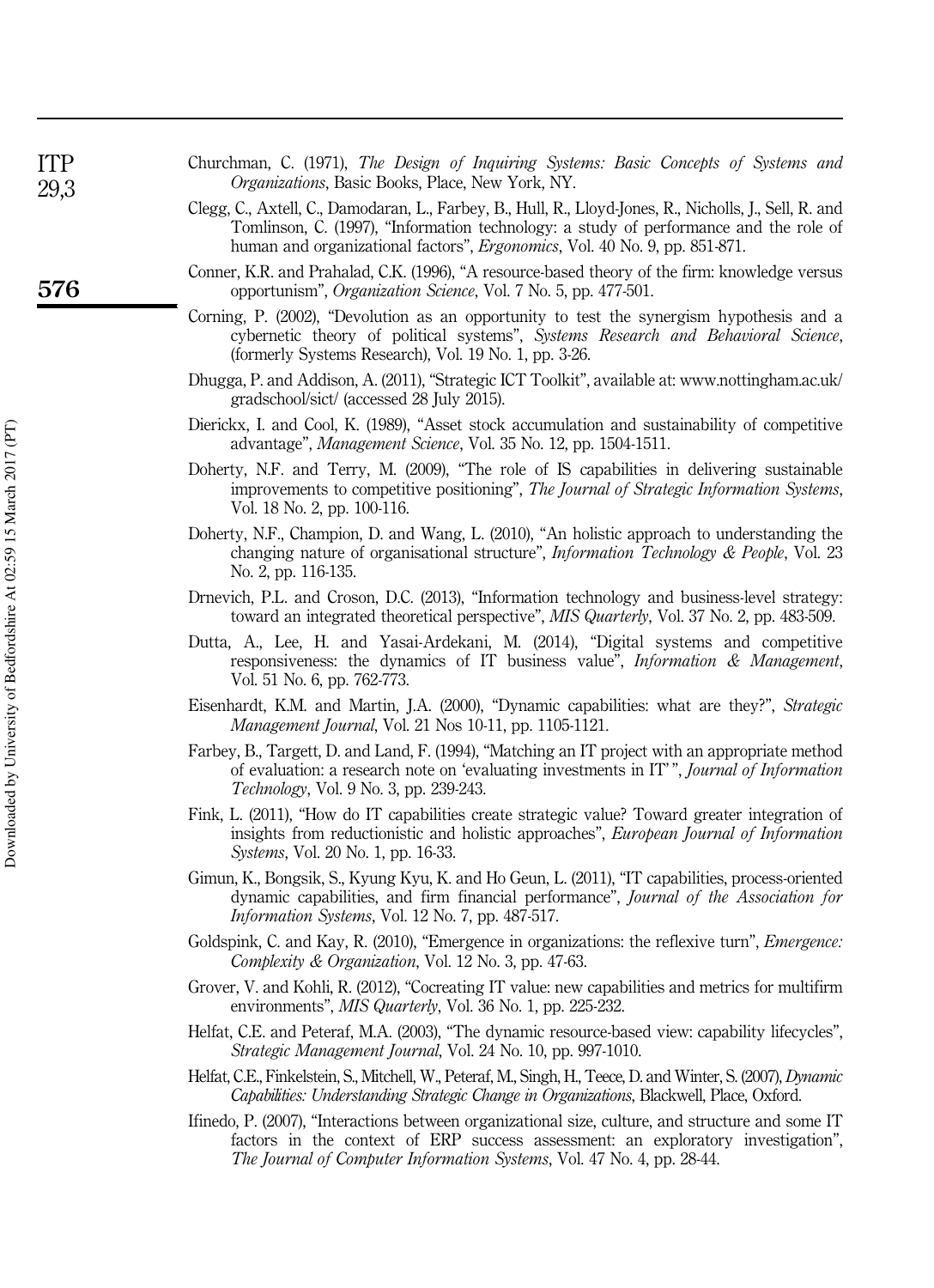Churchman, C. (1971), *The Design of Inquiring Systems: Basic Concepts of Systems and Organizations*, Basic Books, Place, New York, NY.

Clegg, C., Axtell, C., Damodaran, L., Farbey, B., Hull, R., Lloyd-Jones, R., Nicholls, J., Sell, R. and Tomlinson, C. (1997), "Information technology: a study of performance and the role of human and organizational factors", *Ergonomics*, Vol. 40 No. 9, pp. 851-871.

Conner, K.R. and Prahalad, C.K. (1996), "A resource-based theory of the firm: knowledge versus opportunism", *Organization Science*, Vol. 7 No. 5, pp. 477-501.

Corning, P. (2002), "Devolution as an opportunity to test the synergism hypothesis and a cybernetic theory of political systems", *Systems Research and Behavioral Science*, (formerly Systems Research), Vol. 19 No. 1, pp. 3-26.

Dhugga, P. and Addison, A. (2011), "Strategic ICT Toolkit", available at: www.nottingham.ac.uk/gradschool/sict/ (accessed 28 July 2015).

Dierickx, I. and Cool, K. (1989), "Asset stock accumulation and sustainability of competitive advantage", *Management Science*, Vol. 35 No. 12, pp. 1504-1511.

Doherty, N.F. and Terry, M. (2009), "The role of IS capabilities in delivering sustainable improvements to competitive positioning", *The Journal of Strategic Information Systems*, Vol. 18 No. 2, pp. 100-116.

Doherty, N.F., Champion, D. and Wang, L. (2010), "An holistic approach to understanding the changing nature of organisational structure", *Information Technology & People*, Vol. 23 No. 2, pp. 116-135.

Drnevich, P.L. and Croson, D.C. (2013), "Information technology and business-level strategy: toward an integrated theoretical perspective", *MIS Quarterly*, Vol. 37 No. 2, pp. 483-509.

Dutta, A., Lee, H. and Yasai-Ardekani, M. (2014), "Digital systems and competitive responsiveness: the dynamics of IT business value", *Information & Management*, Vol. 51 No. 6, pp. 762-773.

Eisenhardt, K.M. and Martin, J.A. (2000), "Dynamic capabilities: what are they?", *Strategic Management Journal*, Vol. 21 Nos 10-11, pp. 1105-1121.

Farbey, B., Targett, D. and Land, F. (1994), "Matching an IT project with an appropriate method of evaluation: a research note on 'evaluating investments in IT' ", *Journal of Information Technology*, Vol. 9 No. 3, pp. 239-243.

Fink, L. (2011), "How do IT capabilities create strategic value? Toward greater integration of insights from reductionistic and holistic approaches", *European Journal of Information Systems*, Vol. 20 No. 1, pp. 16-33.

Gimun, K., Bongsik, S., Kyung Kyu, K. and Ho Geun, L. (2011), "IT capabilities, process-oriented dynamic capabilities, and firm financial performance", *Journal of the Association for Information Systems*, Vol. 12 No. 7, pp. 487-517.

Goldspink, C. and Kay, R. (2010), "Emergence in organizations: the reflexive turn", *Emergence: Complexity & Organization*, Vol. 12 No. 3, pp. 47-63.

Grover, V. and Kohli, R. (2012), "Cocreating IT value: new capabilities and metrics for multifirm environments", *MIS Quarterly*, Vol. 36 No. 1, pp. 225-232.

Helfat, C.E. and Peteraf, M.A. (2003), "The dynamic resource-based view: capability lifecycles", *Strategic Management Journal*, Vol. 24 No. 10, pp. 997-1010.

Helfat, C.E., Finkelstein, S., Mitchell, W., Peteraf, M., Singh, H., Teece, D. and Winter, S. (2007), *Dynamic Capabilities: Understanding Strategic Change in Organizations*, Blackwell, Place, Oxford.

Ifinedo, P. (2007), "Interactions between organizational size, culture, and structure and some IT factors in the context of ERP success assessment: an exploratory investigation", *The Journal of Computer Information Systems*, Vol. 47 No. 4, pp. 28-44.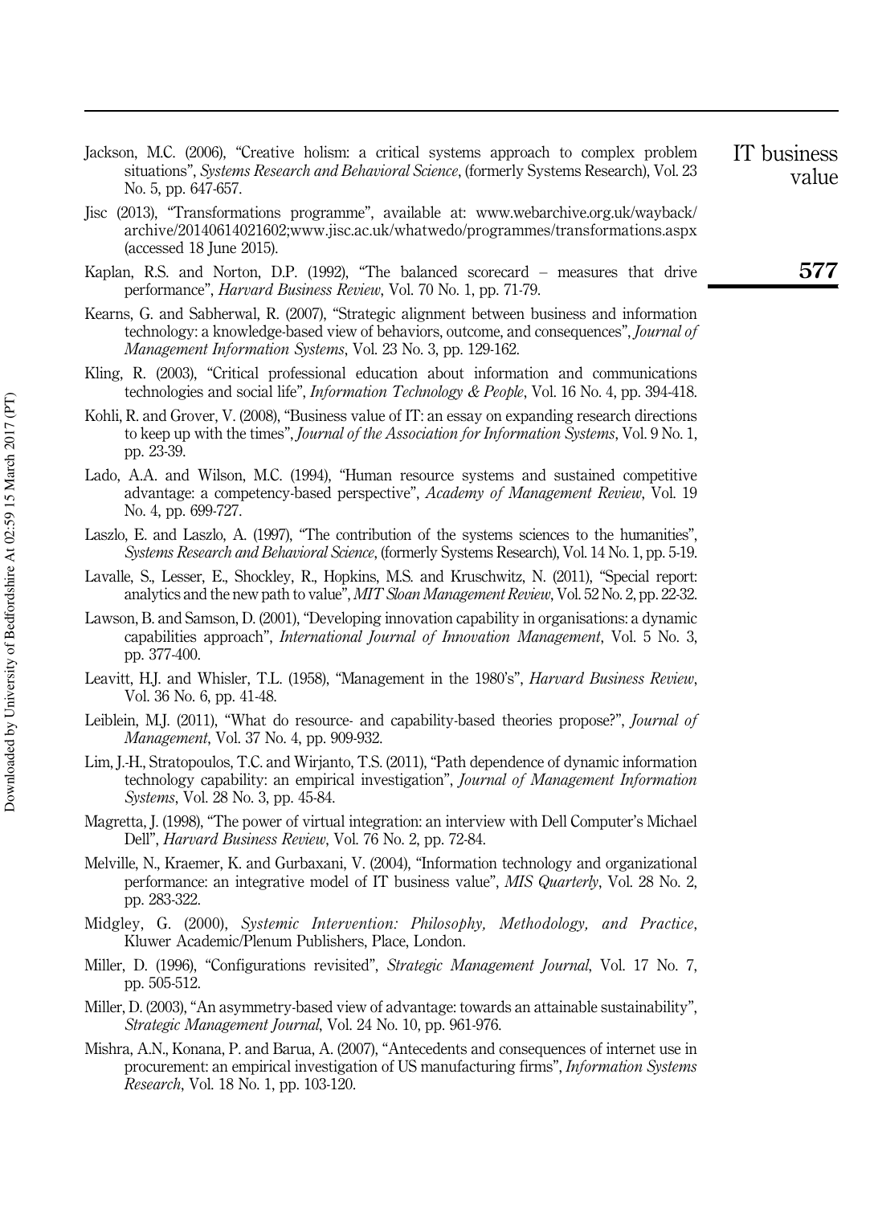Jackson, M.C. (2006), "Creative holism: a critical systems approach to complex problem situations", *Systems Research and Behavioral Science*, (formerly Systems Research), Vol. 23 No. 5, pp. 647-657.

Jisc (2013), "Transformations programme", available at: www.webarchive.org.uk/wayback/archive/20140614021602;www.jisc.ac.uk/whatwedo/programmes/transformations.aspx (accessed 18 June 2015).

Kaplan, R.S. and Norton, D.P. (1992), "The balanced scorecard – measures that drive performance", *Harvard Business Review*, Vol. 70 No. 1, pp. 71-79.

Kearns, G. and Sabherwal, R. (2007), "Strategic alignment between business and information technology: a knowledge-based view of behaviors, outcome, and consequences", *Journal of Management Information Systems*, Vol. 23 No. 3, pp. 129-162.

Kling, R. (2003), "Critical professional education about information and communications technologies and social life", *Information Technology & People*, Vol. 16 No. 4, pp. 394-418.

Kohli, R. and Grover, V. (2008), "Business value of IT: an essay on expanding research directions to keep up with the times", *Journal of the Association for Information Systems*, Vol. 9 No. 1, pp. 23-39.

Lado, A.A. and Wilson, M.C. (1994), "Human resource systems and sustained competitive advantage: a competency-based perspective", *Academy of Management Review*, Vol. 19 No. 4, pp. 699-727.

Laszlo, E. and Laszlo, A. (1997), "The contribution of the systems sciences to the humanities", *Systems Research and Behavioral Science*, (formerly Systems Research), Vol. 14 No. 1, pp. 5-19.

Lavalle, S., Lesser, E., Shockley, R., Hopkins, M.S. and Kruschwitz, N. (2011), "Special report: analytics and the new path to value", *MIT Sloan Management Review*, Vol. 52 No. 2, pp. 22-32.

Lawson, B. and Samson, D. (2001), "Developing innovation capability in organisations: a dynamic capabilities approach", *International Journal of Innovation Management*, Vol. 5 No. 3, pp. 377-400.

Leavitt, H.J. and Whisler, T.L. (1958), "Management in the 1980's", *Harvard Business Review*, Vol. 36 No. 6, pp. 41-48.

Leiblein, M.J. (2011), "What do resource- and capability-based theories propose?", *Journal of Management*, Vol. 37 No. 4, pp. 909-932.

Lim, J.-H., Stratopoulos, T.C. and Wirjanto, T.S. (2011), "Path dependence of dynamic information technology capability: an empirical investigation", *Journal of Management Information Systems*, Vol. 28 No. 3, pp. 45-84.

Magretta, J. (1998), "The power of virtual integration: an interview with Dell Computer's Michael Dell", *Harvard Business Review*, Vol. 76 No. 2, pp. 72-84.

Melville, N., Kraemer, K. and Gurbaxani, V. (2004), "Information technology and organizational performance: an integrative model of IT business value", *MIS Quarterly*, Vol. 28 No. 2, pp. 283-322.

Midgley, G. (2000), *Systemic Intervention: Philosophy, Methodology, and Practice*, Kluwer Academic/Plenum Publishers, Place, London.

Miller, D. (1996), "Configurations revisited", *Strategic Management Journal*, Vol. 17 No. 7, pp. 505-512.

Miller, D. (2003), "An asymmetry-based view of advantage: towards an attainable sustainability", *Strategic Management Journal*, Vol. 24 No. 10, pp. 961-976.

Mishra, A.N., Konana, P. and Barua, A. (2007), "Antecedents and consequences of internet use in procurement: an empirical investigation of US manufacturing firms", *Information Systems Research*, Vol. 18 No. 1, pp. 103-120.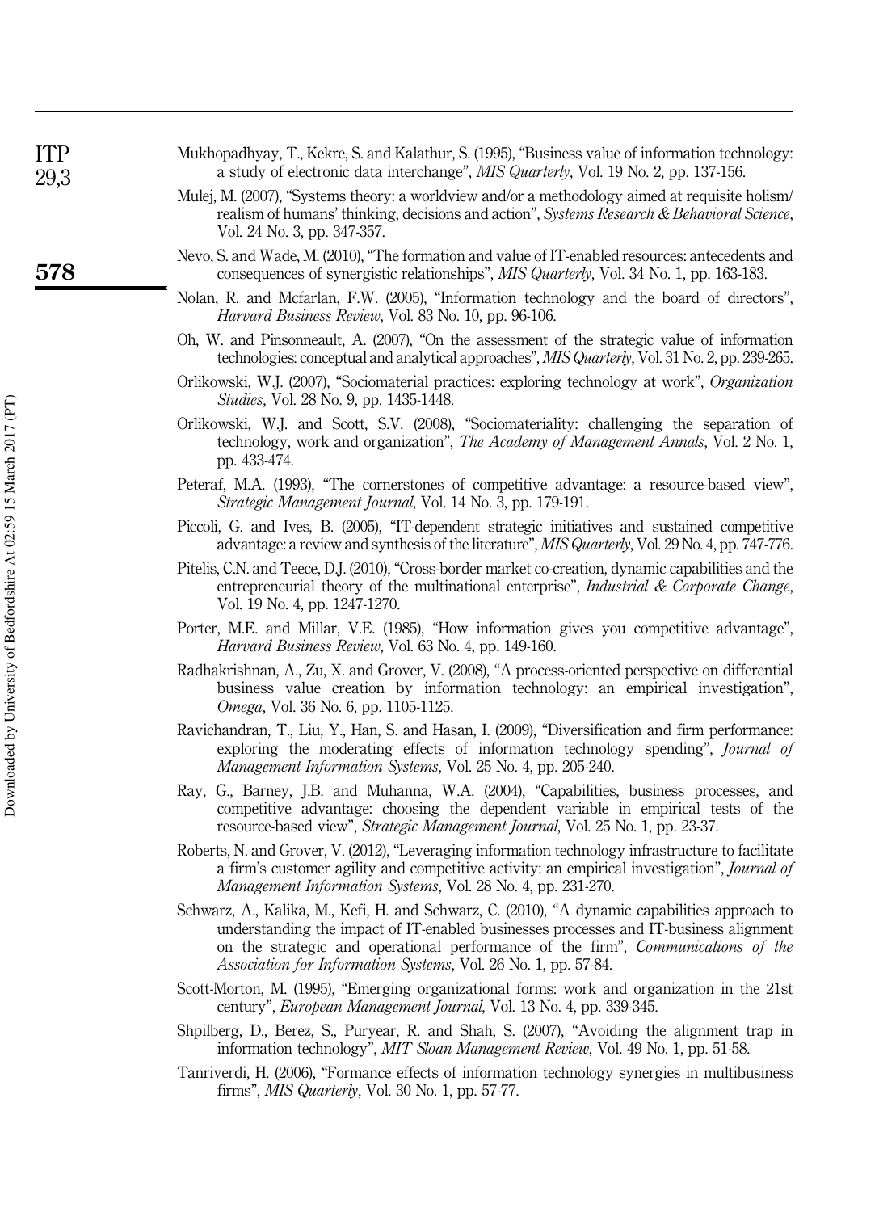Mukhopadhyay, T., Kekre, S. and Kalathur, S. (1995), "Business value of information technology: a study of electronic data interchange", *MIS Quarterly*, Vol. 19 No. 2, pp. 137-156.

Mulej, M. (2007), "Systems theory: a worldview and/or a methodology aimed at requisite holism/realism of humans' thinking, decisions and action", *Systems Research & Behavioral Science*, Vol. 24 No. 3, pp. 347-357.

Nevo, S. and Wade, M. (2010), "The formation and value of IT-enabled resources: antecedents and consequences of synergistic relationships", *MIS Quarterly*, Vol. 34 No. 1, pp. 163-183.

Nolan, R. and Mcfarlan, F.W. (2005), "Information technology and the board of directors", *Harvard Business Review*, Vol. 83 No. 10, pp. 96-106.

Oh, W. and Pinsonneault, A. (2007), "On the assessment of the strategic value of information technologies: conceptual and analytical approaches", *MIS Quarterly*, Vol. 31 No. 2, pp. 239-265.

Orlikowski, W.J. (2007), "Sociomaterial practices: exploring technology at work", *Organization Studies*, Vol. 28 No. 9, pp. 1435-1448.

Orlikowski, W.J. and Scott, S.V. (2008), "Sociomateriality: challenging the separation of technology, work and organization", *The Academy of Management Annals*, Vol. 2 No. 1, pp. 433-474.

Peteraf, M.A. (1993), "The cornerstones of competitive advantage: a resource-based view", *Strategic Management Journal*, Vol. 14 No. 3, pp. 179-191.

Piccoli, G. and Ives, B. (2005), "IT-dependent strategic initiatives and sustained competitive advantage: a review and synthesis of the literature", *MIS Quarterly*, Vol. 29 No. 4, pp. 747-776.

Pitelis, C.N. and Teece, D.J. (2010), "Cross-border market co-creation, dynamic capabilities and the entrepreneurial theory of the multinational enterprise", *Industrial & Corporate Change*, Vol. 19 No. 4, pp. 1247-1270.

Porter, M.E. and Millar, V.E. (1985), "How information gives you competitive advantage", *Harvard Business Review*, Vol. 63 No. 4, pp. 149-160.

Radhakrishnan, A., Zu, X. and Grover, V. (2008), "A process-oriented perspective on differential business value creation by information technology: an empirical investigation", *Omega*, Vol. 36 No. 6, pp. 1105-1125.

Ravichandran, T., Liu, Y., Han, S. and Hasan, I. (2009), "Diversification and firm performance: exploring the moderating effects of information technology spending", *Journal of Management Information Systems*, Vol. 25 No. 4, pp. 205-240.

Ray, G., Barney, J.B. and Muhanna, W.A. (2004), "Capabilities, business processes, and competitive advantage: choosing the dependent variable in empirical tests of the resource-based view", *Strategic Management Journal*, Vol. 25 No. 1, pp. 23-37.

Roberts, N. and Grover, V. (2012), "Leveraging information technology infrastructure to facilitate a firm's customer agility and competitive activity: an empirical investigation", *Journal of Management Information Systems*, Vol. 28 No. 4, pp. 231-270.

Schwarz, A., Kalika, M., Kefi, H. and Schwarz, C. (2010), "A dynamic capabilities approach to understanding the impact of IT-enabled businesses processes and IT-business alignment on the strategic and operational performance of the firm", *Communications of the Association for Information Systems*, Vol. 26 No. 1, pp. 57-84.

Scott-Morton, M. (1995), "Emerging organizational forms: work and organization in the 21st century", *European Management Journal*, Vol. 13 No. 4, pp. 339-345.

Shpilberg, D., Berez, S., Puryear, R. and Shah, S. (2007), "Avoiding the alignment trap in information technology", *MIT Sloan Management Review*, Vol. 49 No. 1, pp. 51-58.

Tanriverdi, H. (2006), "Formance effects of information technology synergies in multibusiness firms", *MIS Quarterly*, Vol. 30 No. 1, pp. 57-77.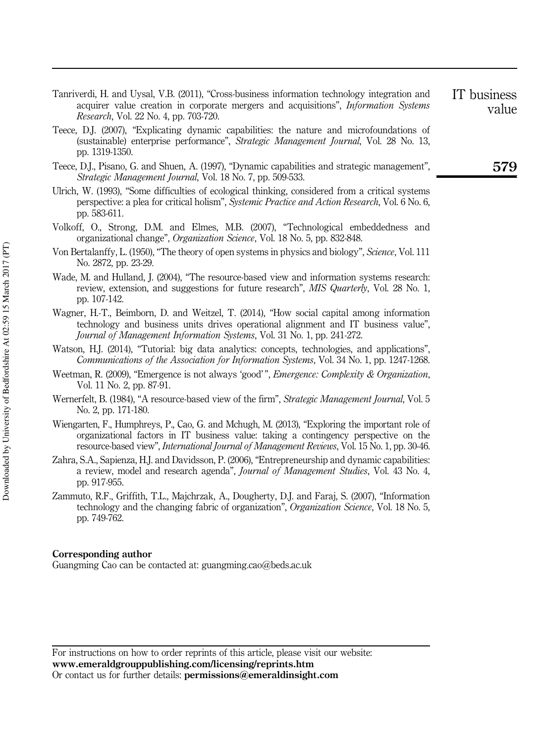Tanriverdi, H. and Uysal, V.B. (2011), "Cross-business information technology integration and acquirer value creation in corporate mergers and acquisitions", *Information Systems Research*, Vol. 22 No. 4, pp. 703-720.

Teece, D.J. (2007), "Explicating dynamic capabilities: the nature and microfoundations of (sustainable) enterprise performance", *Strategic Management Journal*, Vol. 28 No. 13, pp. 1319-1350.

Teece, D.J., Pisano, G. and Shuen, A. (1997), "Dynamic capabilities and strategic management", *Strategic Management Journal*, Vol. 18 No. 7, pp. 509-533.

Ulrich, W. (1993), "Some difficulties of ecological thinking, considered from a critical systems perspective: a plea for critical holism", *Systemic Practice and Action Research*, Vol. 6 No. 6, pp. 583-611.

Volkoff, O., Strong, D.M. and Elmes, M.B. (2007), "Technological embeddedness and organizational change", *Organization Science*, Vol. 18 No. 5, pp. 832-848.

Von Bertalanffy, L. (1950), "The theory of open systems in physics and biology", *Science*, Vol. 111 No. 2872, pp. 23-29.

Wade, M. and Hulland, J. (2004), "The resource-based view and information systems research: review, extension, and suggestions for future research", *MIS Quarterly*, Vol. 28 No. 1, pp. 107-142.

Wagner, H.-T., Beimborn, D. and Weitzel, T. (2014), "How social capital among information technology and business units drives operational alignment and IT business value", *Journal of Management Information Systems*, Vol. 31 No. 1, pp. 241-272.

Watson, H.J. (2014), "Tutorial: big data analytics: concepts, technologies, and applications", *Communications of the Association for Information Systems*, Vol. 34 No. 1, pp. 1247-1268.

Weetman, R. (2009), "Emergence is not always 'good'", *Emergence: Complexity & Organization*, Vol. 11 No. 2, pp. 87-91.

Wernerfelt, B. (1984), "A resource-based view of the firm", *Strategic Management Journal*, Vol. 5 No. 2, pp. 171-180.

Wiengarten, F., Humphreys, P., Cao, G. and Mchugh, M. (2013), "Exploring the important role of organizational factors in IT business value: taking a contingency perspective on the resource-based view", *International Journal of Management Reviews*, Vol. 15 No. 1, pp. 30-46.

Zahra, S.A., Sapienza, H.J. and Davidsson, P. (2006), "Entrepreneurship and dynamic capabilities: a review, model and research agenda", *Journal of Management Studies*, Vol. 43 No. 4, pp. 917-955.

Zammuto, R.F., Griffith, T.L., Majchrzak, A., Dougherty, D.J. and Faraj, S. (2007), "Information technology and the changing fabric of organization", *Organization Science*, Vol. 18 No. 5, pp. 749-762.

**Corresponding author**

Guangming Cao can be contacted at: guangming.cao@beds.ac.uk

For instructions on how to order reprints of this article, please visit our website:
**www.emeraldgrouppublishing.com/licensing/reprints.htm**
Or contact us for further details: **permissions@emeraldinsight.com**